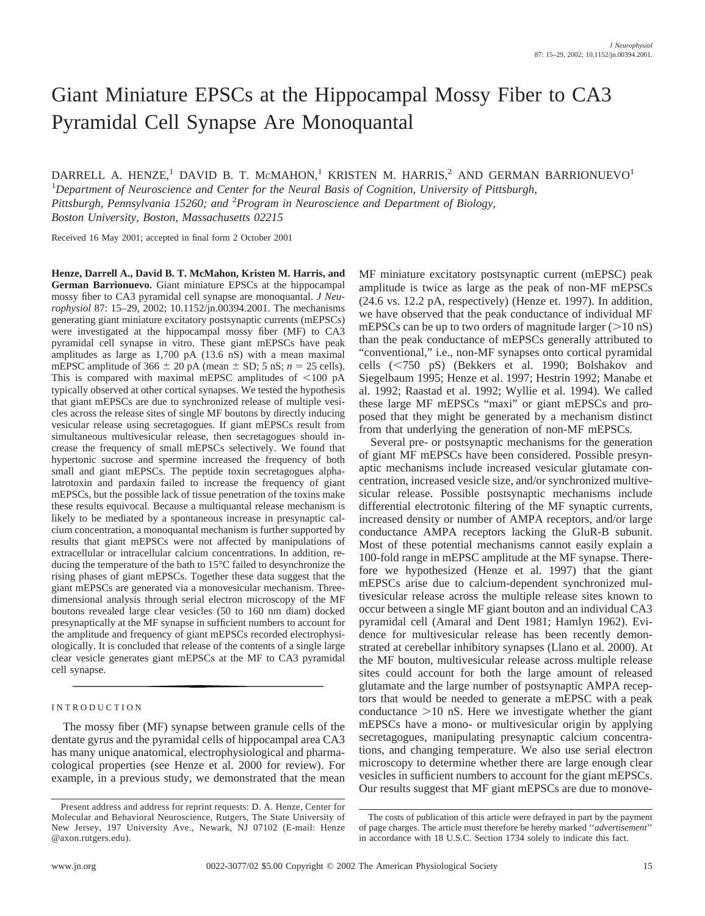# Giant Miniature EPSCs at the Hippocampal Mossy Fiber to CA3 Pyramidal Cell Synapse Are Monoquantal

DARRELL A. HENZE,[1] DAVID B. T. MCMAHON,[1] KRISTEN M. HARRIS,[2] AND GERMAN BARRIONUEVO[1]

[1]*Department of Neuroscience and Center for the Neural Basis of Cognition, University of Pittsburgh, Pittsburgh, Pennsylvania 15260; and* [2]*Program in Neuroscience and Department of Biology, Boston University, Boston, Massachusetts 02215*

Received 16 May 2001; accepted in final form 2 October 2001

**Henze, Darrell A., David B. T. McMahon, Kristen M. Harris, and German Barrionuevo.** Giant miniature EPSCs at the hippocampal mossy fiber to CA3 pyramidal cell synapse are monoquantal. *J Neurophysiol* 87: 15–29, 2002; 10.1152/jn.00394.2001. The mechanisms generating giant miniature excitatory postsynaptic currents (mEPSCs) were investigated at the hippocampal mossy fiber (MF) to CA3 pyramidal cell synapse in vitro. These giant mEPSCs have peak amplitudes as large as 1,700 pA (13.6 nS) with a mean maximal mEPSC amplitude of 366 ± 20 pA (mean ± SD; 5 nS; $n = 25$ cells). This is compared with maximal mEPSC amplitudes of <100 pA typically observed at other cortical synapses. We tested the hypothesis that giant mEPSCs are due to synchronized release of multiple vesicles across the release sites of single MF boutons by directly inducing vesicular release using secretagogues. If giant mEPSCs result from simultaneous multivesicular release, then secretagogues should increase the frequency of small mEPSCs selectively. We found that hypertonic sucrose and spermine increased the frequency of both small and giant mEPSCs. The peptide toxin secretagogues alpha-latrotoxin and pardaxin failed to increase the frequency of giant mEPSCs, but the possible lack of tissue penetration of the toxins make these results equivocal. Because a multiquantal release mechanism is likely to be mediated by a spontaneous increase in presynaptic calcium concentration, a monoquantal mechanism is further supported by results that giant mEPSCs were not affected by manipulations of extracellular or intracellular calcium concentrations. In addition, reducing the temperature of the bath to 15°C failed to desynchronize the rising phases of giant mEPSCs. Together these data suggest that the giant mEPSCs are generated via a monovesicular mechanism. Three-dimensional analysis through serial electron microscopy of the MF boutons revealed large clear vesicles (50 to 160 nm diam) docked presynaptically at the MF synapse in sufficient numbers to account for the amplitude and frequency of giant mEPSCs recorded electrophysiologically. It is concluded that release of the contents of a single large clear vesicle generates giant mEPSCs at the MF to CA3 pyramidal cell synapse.

## INTRODUCTION

The mossy fiber (MF) synapse between granule cells of the dentate gyrus and the pyramidal cells of hippocampal area CA3 has many unique anatomical, electrophysiological and pharmacological properties (see Henze et al. 2000 for review). For example, in a previous study, we demonstrated that the mean MF miniature excitatory postsynaptic current (mEPSC) peak amplitude is twice as large as the peak of non-MF mEPSCs (24.6 vs. 12.2 pA, respectively) (Henze et. 1997). In addition, we have observed that the peak conductance of individual MF mEPSCs can be up to two orders of magnitude larger (>10 nS) than the peak conductance of mEPSCs generally attributed to "conventional," i.e., non-MF synapses onto cortical pyramidal cells (<750 pS) (Bekkers et al. 1990; Bolshakov and Siegelbaum 1995; Henze et al. 1997; Hestrin 1992; Manabe et al. 1992; Raastad et al. 1992; Wyllie et al. 1994). We called these large MF mEPSCs "maxi" or giant mEPSCs and proposed that they might be generated by a mechanism distinct from that underlying the generation of non-MF mEPSCs.

Several pre- or postsynaptic mechanisms for the generation of giant MF mEPSCs have been considered. Possible presynaptic mechanisms include increased vesicular glutamate concentration, increased vesicle size, and/or synchronized multivesicular release. Possible postsynaptic mechanisms include differential electrotonic filtering of the MF synaptic currents, increased density or number of AMPA receptors, and/or large conductance AMPA receptors lacking the GluR-B subunit. Most of these potential mechanisms cannot easily explain a 100-fold range in mEPSC amplitude at the MF synapse. Therefore we hypothesized (Henze et al. 1997) that the giant mEPSCs arise due to calcium-dependent synchronized multivesicular release across the multiple release sites known to occur between a single MF giant bouton and an individual CA3 pyramidal cell (Amaral and Dent 1981; Hamlyn 1962). Evidence for multivesicular release has been recently demonstrated at cerebellar inhibitory synapses (Llano et al. 2000). At the MF bouton, multivesicular release across multiple release sites could account for both the large amount of released glutamate and the large number of postsynaptic AMPA receptors that would be needed to generate a mEPSC with a peak conductance >10 nS. Here we investigate whether the giant mEPSCs have a mono- or multivesicular origin by applying secretagogues, manipulating presynaptic calcium concentrations, and changing temperature. We also use serial electron microscopy to determine whether there are large enough clear vesicles in sufficient numbers to account for the giant mEPSCs. Our results suggest that MF giant mEPSCs are due to monove-

---

Present address and address for reprint requests: D. A. Henze, Center for Molecular and Behavioral Neuroscience, Rutgers, The State University of New Jersey, 197 University Ave., Newark, NJ 07102 (E-mail: Henze@axon.rutgers.edu).

The costs of publication of this article were defrayed in part by the payment of page charges. The article must therefore be hereby marked "*advertisement*" in accordance with 18 U.S.C. Section 1734 solely to indicate this fact.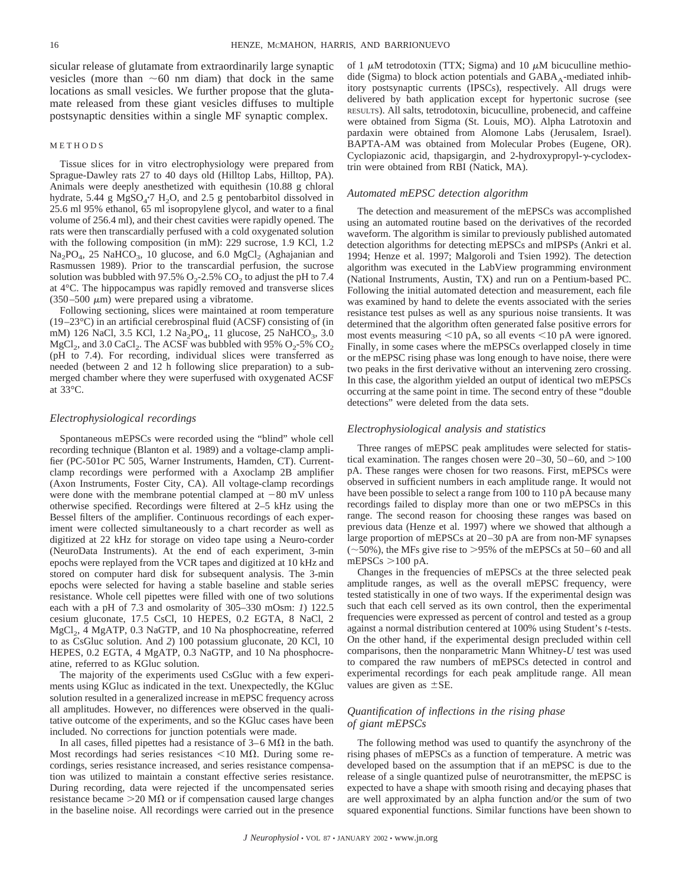sicular release of glutamate from extraordinarily large synaptic vesicles (more than ~60 nm diam) that dock in the same locations as small vesicles. We further propose that the glutamate released from these giant vesicles diffuses to multiple postsynaptic densities within a single MF synaptic complex.

## METHODS

Tissue slices for in vitro electrophysiology were prepared from Sprague-Dawley rats 27 to 40 days old (Hilltop Labs, Hilltop, PA). Animals were deeply anesthetized with equithesin (10.88 g chloral hydrate, 5.44 g $MgSO_4 \cdot 7 H_2O$, and 2.5 g pentobarbitol dissolved in 25.6 ml 95% ethanol, 65 ml isopropylene glycol, and water to a final volume of 256.4 ml), and their chest cavities were rapidly opened. The rats were then transcardially perfused with a cold oxygenated solution with the following composition (in mM): 229 sucrose, 1.9 KCl, 1.2 $Na_2PO_4$, 25 $NaHCO_3$, 10 glucose, and 6.0 $MgCl_2$ (Aghajanian and Rasmussen 1989). Prior to the transcardial perfusion, the sucrose solution was bubbled with 97.5% $O_2$-2.5% $CO_2$ to adjust the pH to 7.4 at 4°C. The hippocampus was rapidly removed and transverse slices (350–500 μm) were prepared using a vibratome.

Following sectioning, slices were maintained at room temperature (19–23°C) in an artificial cerebrospinal fluid (ACSF) consisting of (in mM) 126 NaCl, 3.5 KCl, 1.2 $Na_2PO_4$, 11 glucose, 25 $NaHCO_3$, 3.0 $MgCl_2$, and 3.0 $CaCl_2$. The ACSF was bubbled with 95% $O_2$-5% $CO_2$ (pH to 7.4). For recording, individual slices were transferred as needed (between 2 and 12 h following slice preparation) to a submerged chamber where they were superfused with oxygenated ACSF at 33°C.

### *Electrophysiological recordings*

Spontaneous mEPSCs were recorded using the "blind" whole cell recording technique (Blanton et al. 1989) and a voltage-clamp amplifier (PC-501or PC 505, Warner Instruments, Hamden, CT). Current-clamp recordings were performed with a Axoclamp 2B amplifier (Axon Instruments, Foster City, CA). All voltage-clamp recordings were done with the membrane potential clamped at −80 mV unless otherwise specified. Recordings were filtered at 2–5 kHz using the Bessel filters of the amplifier. Continuous recordings of each experiment were collected simultaneously to a chart recorder as well as digitized at 22 kHz for storage on video tape using a Neuro-corder (NeuroData Instruments). At the end of each experiment, 3-min epochs were replayed from the VCR tapes and digitized at 10 kHz and stored on computer hard disk for subsequent analysis. The 3-min epochs were selected for having a stable baseline and stable series resistance. Whole cell pipettes were filled with one of two solutions each with a pH of 7.3 and osmolarity of 305–330 mOsm: *1*) 122.5 cesium gluconate, 17.5 CsCl, 10 HEPES, 0.2 EGTA, 8 NaCl, 2 $MgCl_2$, 4 MgATP, 0.3 NaGTP, and 10 Na phosphocreatine, referred to as CsGluc solution. And *2*) 100 potassium gluconate, 20 KCl, 10 HEPES, 0.2 EGTA, 4 MgATP, 0.3 NaGTP, and 10 Na phosphocreatine, referred to as KGluc solution.

The majority of the experiments used CsGluc with a few experiments using KGluc as indicated in the text. Unexpectedly, the KGluc solution resulted in a generalized increase in mEPSC frequency across all amplitudes. However, no differences were observed in the qualitative outcome of the experiments, and so the KGluc cases have been included. No corrections for junction potentials were made.

In all cases, filled pipettes had a resistance of 3–6 MΩ in the bath. Most recordings had series resistances <10 MΩ. During some recordings, series resistance increased, and series resistance compensation was utilized to maintain a constant effective series resistance. During recording, data were rejected if the uncompensated series resistance became >20 MΩ or if compensation caused large changes in the baseline noise. All recordings were carried out in the presence of 1 μM tetrodotoxin (TTX; Sigma) and 10 μM bicuculline methiodide (Sigma) to block action potentials and $GABA_A$-mediated inhibitory postsynaptic currents (IPSCs), respectively. All drugs were delivered by bath application except for hypertonic sucrose (see RESULTS). All salts, tetrodotoxin, bicuculline, probenecid, and caffeine were obtained from Sigma (St. Louis, MO). Alpha Latrotoxin and pardaxin were obtained from Alomone Labs (Jerusalem, Israel). BAPTA-AM was obtained from Molecular Probes (Eugene, OR). Cyclopiazonic acid, thapsigargin, and 2-hydroxypropyl-γ-cyclodextrin were obtained from RBI (Natick, MA).

### *Automated mEPSC detection algorithm*

The detection and measurement of the mEPSCs was accomplished using an automated routine based on the derivatives of the recorded waveform. The algorithm is similar to previously published automated detection algorithms for detecting mEPSCs and mIPSPs (Ankri et al. 1994; Henze et al. 1997; Malgoroli and Tsien 1992). The detection algorithm was executed in the LabView programming environment (National Instruments, Austin, TX) and run on a Pentium-based PC. Following the initial automated detection and measurement, each file was examined by hand to delete the events associated with the series resistance test pulses as well as any spurious noise transients. It was determined that the algorithm often generated false positive errors for most events measuring <10 pA, so all events <10 pA were ignored. Finally, in some cases where the mEPSCs overlapped closely in time or the mEPSC rising phase was long enough to have noise, there were two peaks in the first derivative without an intervening zero crossing. In this case, the algorithm yielded an output of identical two mEPSCs occurring at the same point in time. The second entry of these "double detections" were deleted from the data sets.

### *Electrophysiological analysis and statistics*

Three ranges of mEPSC peak amplitudes were selected for statistical examination. The ranges chosen were 20–30, 50–60, and >100 pA. These ranges were chosen for two reasons. First, mEPSCs were observed in sufficient numbers in each amplitude range. It would not have been possible to select a range from 100 to 110 pA because many recordings failed to display more than one or two mEPSCs in this range. The second reason for choosing these ranges was based on previous data (Henze et al. 1997) where we showed that although a large proportion of mEPSCs at 20–30 pA are from non-MF synapses (~50%), the MFs give rise to >95% of the mEPSCs at 50–60 and all mEPSCs >100 pA.

Changes in the frequencies of mEPSCs at the three selected peak amplitude ranges, as well as the overall mEPSC frequency, were tested statistically in one of two ways. If the experimental design was such that each cell served as its own control, then the experimental frequencies were expressed as percent of control and tested as a group against a normal distribution centered at 100% using Student's *t*-tests. On the other hand, if the experimental design precluded within cell comparisons, then the nonparametric Mann Whitney-*U* test was used to compared the raw numbers of mEPSCs detected in control and experimental recordings for each peak amplitude range. All mean values are given as ±SE.

### *Quantification of inflections in the rising phase of giant mEPSCs*

The following method was used to quantify the asynchrony of the rising phases of mEPSCs as a function of temperature. A metric was developed based on the assumption that if an mEPSC is due to the release of a single quantized pulse of neurotransmitter, the mEPSC is expected to have a shape with smooth rising and decaying phases that are well approximated by an alpha function and/or the sum of two squared exponential functions. Similar functions have been shown to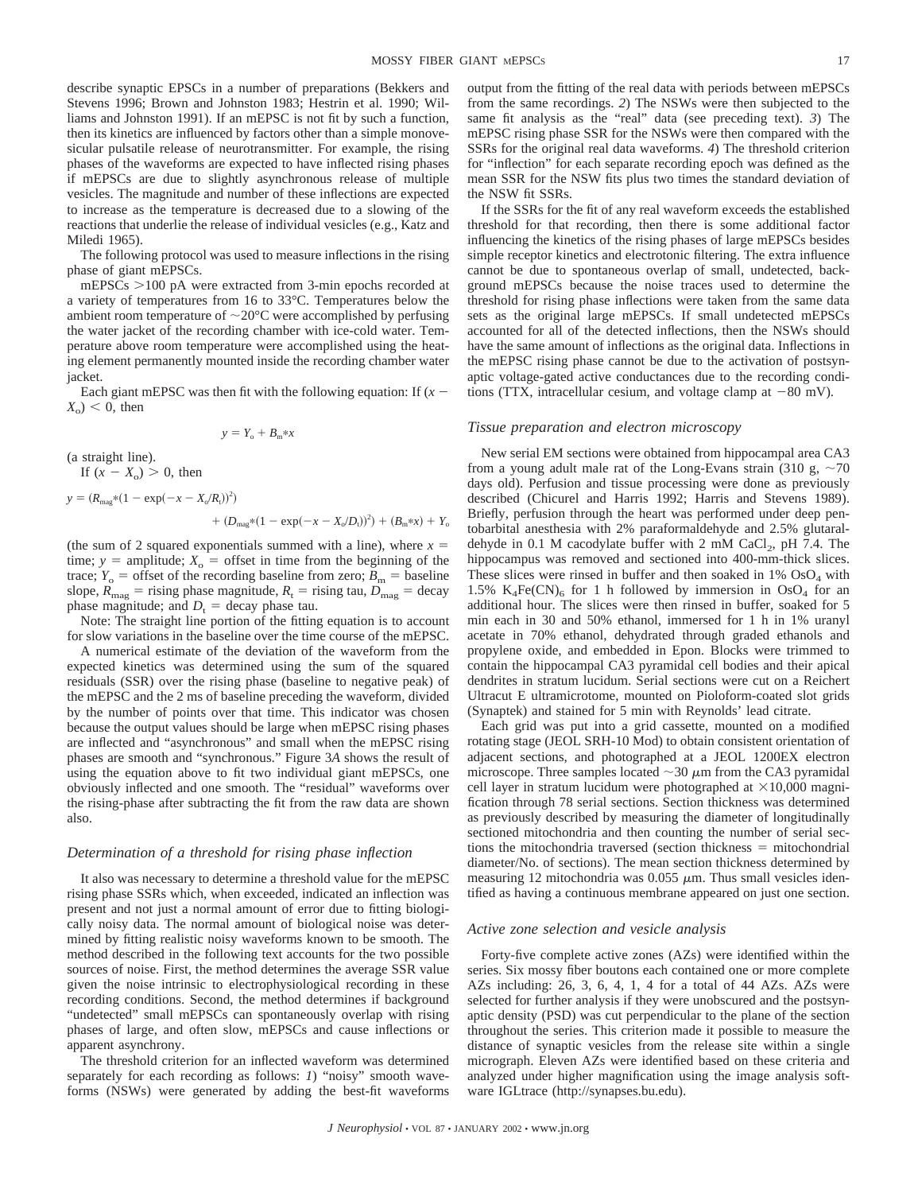describe synaptic EPSCs in a number of preparations (Bekkers and Stevens 1996; Brown and Johnston 1983; Hestrin et al. 1990; Williams and Johnston 1991). If an mEPSC is not fit by such a function, then its kinetics are influenced by factors other than a simple monovesicular pulsatile release of neurotransmitter. For example, the rising phases of the waveforms are expected to have inflected rising phases if mEPSCs are due to slightly asynchronous release of multiple vesicles. The magnitude and number of these inflections are expected to increase as the temperature is decreased due to a slowing of the reactions that underlie the release of individual vesicles (e.g., Katz and Miledi 1965).

The following protocol was used to measure inflections in the rising phase of giant mEPSCs.

mEPSCs >100 pA were extracted from 3-min epochs recorded at a variety of temperatures from 16 to 33°C. Temperatures below the ambient room temperature of ~20°C were accomplished by perfusing the water jacket of the recording chamber with ice-cold water. Temperature above room temperature were accomplished using the heating element permanently mounted inside the recording chamber water jacket.

Each giant mEPSC was then fit with the following equation: If $(x - X_o) < 0$, then

$$y = Y_o + B_m * x$$

(a straight line).

If $(x - X_o) > 0$, then

$$y = (R_{mag} * (1 - \exp(-x - X_o/R_t))^2) + (D_{mag} * (1 - \exp(-x - X_o/D_t))^2) + (B_m * x) + Y_o$$

(the sum of 2 squared exponentials summed with a line), where $x$ = time; $y$ = amplitude; $X_o$ = offset in time from the beginning of the trace; $Y_o$ = offset of the recording baseline from zero; $B_m$ = baseline slope, $R_{mag}$ = rising phase magnitude, $R_t$ = rising tau, $D_{mag}$ = decay phase magnitude; and $D_t$ = decay phase tau.

Note: The straight line portion of the fitting equation is to account for slow variations in the baseline over the time course of the mEPSC.

A numerical estimate of the deviation of the waveform from the expected kinetics was determined using the sum of the squared residuals (SSR) over the rising phase (baseline to negative peak) of the mEPSC and the 2 ms of baseline preceding the waveform, divided by the number of points over that time. This indicator was chosen because the output values should be large when mEPSC rising phases are inflected and "asynchronous" and small when the mEPSC rising phases are smooth and "synchronous." Figure 3*A* shows the result of using the equation above to fit two individual giant mEPSCs, one obviously inflected and one smooth. The "residual" waveforms over the rising-phase after subtracting the fit from the raw data are shown also.

### *Determination of a threshold for rising phase inflection*

It also was necessary to determine a threshold value for the mEPSC rising phase SSRs which, when exceeded, indicated an inflection was present and not just a normal amount of error due to fitting biologically noisy data. The normal amount of biological noise was determined by fitting realistic noisy waveforms known to be smooth. The method described in the following text accounts for the two possible sources of noise. First, the method determines the average SSR value given the noise intrinsic to electrophysiological recording in these recording conditions. Second, the method determines if background "undetected" small mEPSCs can spontaneously overlap with rising phases of large, and often slow, mEPSCs and cause inflections or apparent asynchrony.

The threshold criterion for an inflected waveform was determined separately for each recording as follows: *1*) "noisy" smooth waveforms (NSWs) were generated by adding the best-fit waveforms output from the fitting of the real data with periods between mEPSCs from the same recordings. *2*) The NSWs were then subjected to the same fit analysis as the "real" data (see preceding text). *3*) The mEPSC rising phase SSR for the NSWs were then compared with the SSRs for the original real data waveforms. *4*) The threshold criterion for "inflection" for each separate recording epoch was defined as the mean SSR for the NSW fits plus two times the standard deviation of the NSW fit SSRs.

If the SSRs for the fit of any real waveform exceeds the established threshold for that recording, then there is some additional factor influencing the kinetics of the rising phases of large mEPSCs besides simple receptor kinetics and electrotonic filtering. The extra influence cannot be due to spontaneous overlap of small, undetected, background mEPSCs because the noise traces used to determine the threshold for rising phase inflections were taken from the same data sets as the original large mEPSCs. If small undetected mEPSCs accounted for all of the detected inflections, then the NSWs should have the same amount of inflections as the original data. Inflections in the mEPSC rising phase cannot be due to the activation of postsynaptic voltage-gated active conductances due to the recording conditions (TTX, intracellular cesium, and voltage clamp at −80 mV).

### *Tissue preparation and electron microscopy*

New serial EM sections were obtained from hippocampal area CA3 from a young adult male rat of the Long-Evans strain (310 g, ~70 days old). Perfusion and tissue processing were done as previously described (Chicurel and Harris 1992; Harris and Stevens 1989). Briefly, perfusion through the heart was performed under deep pentobarbital anesthesia with 2% paraformaldehyde and 2.5% glutaraldehyde in 0.1 M cacodylate buffer with 2 mM $CaCl_2$, pH 7.4. The hippocampus was removed and sectioned into 400-mm-thick slices. These slices were rinsed in buffer and then soaked in 1% $OsO_4$ with 1.5% $K_4Fe(CN)_6$ for 1 h followed by immersion in $OsO_4$ for an additional hour. The slices were then rinsed in buffer, soaked for 5 min each in 30 and 50% ethanol, immersed for 1 h in 1% uranyl acetate in 70% ethanol, dehydrated through graded ethanols and propylene oxide, and embedded in Epon. Blocks were trimmed to contain the hippocampal CA3 pyramidal cell bodies and their apical dendrites in stratum lucidum. Serial sections were cut on a Reichert Ultracut E ultramicrotome, mounted on Pioloform-coated slot grids (Synaptek) and stained for 5 min with Reynolds' lead citrate.

Each grid was put into a grid cassette, mounted on a modified rotating stage (JEOL SRH-10 Mod) to obtain consistent orientation of adjacent sections, and photographed at a JEOL 1200EX electron microscope. Three samples located ~30 μm from the CA3 pyramidal cell layer in stratum lucidum were photographed at ×10,000 magnification through 78 serial sections. Section thickness was determined as previously described by measuring the diameter of longitudinally sectioned mitochondria and then counting the number of serial sections the mitochondria traversed (section thickness = mitochondrial diameter/No. of sections). The mean section thickness determined by measuring 12 mitochondria was 0.055 μm. Thus small vesicles identified as having a continuous membrane appeared on just one section.

### *Active zone selection and vesicle analysis*

Forty-five complete active zones (AZs) were identified within the series. Six mossy fiber boutons each contained one or more complete AZs including: 26, 3, 6, 4, 1, 4 for a total of 44 AZs. AZs were selected for further analysis if they were unobscured and the postsynaptic density (PSD) was cut perpendicular to the plane of the section throughout the series. This criterion made it possible to measure the distance of synaptic vesicles from the release site within a single micrograph. Eleven AZs were identified based on these criteria and analyzed under higher magnification using the image analysis software IGLtrace (http://synapses.bu.edu).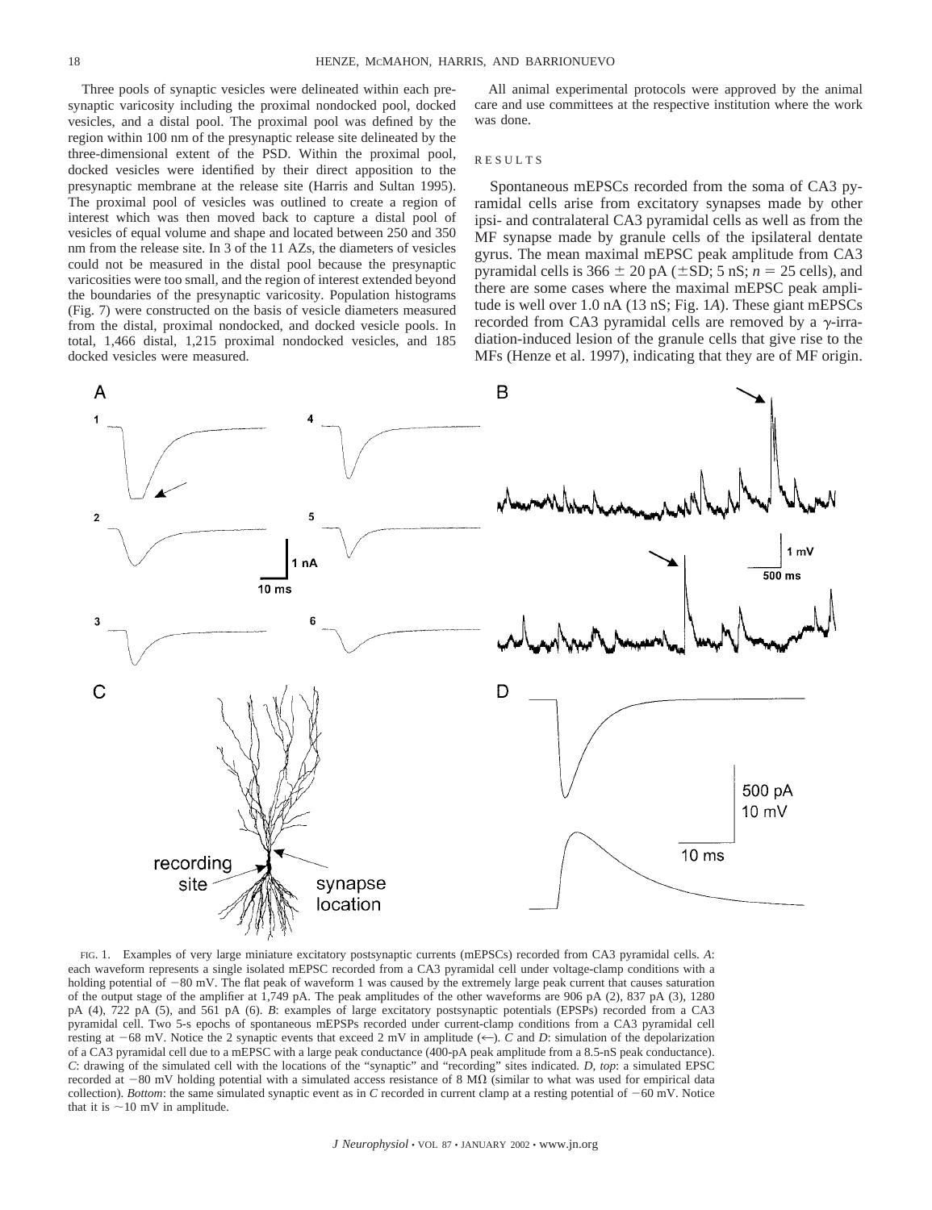Three pools of synaptic vesicles were delineated within each presynaptic varicosity including the proximal nondocked pool, docked vesicles, and a distal pool. The proximal pool was defined by the region within 100 nm of the presynaptic release site delineated by the three-dimensional extent of the PSD. Within the proximal pool, docked vesicles were identified by their direct apposition to the presynaptic membrane at the release site (Harris and Sultan 1995). The proximal pool of vesicles was outlined to create a region of interest which was then moved back to capture a distal pool of vesicles of equal volume and shape and located between 250 and 350 nm from the release site. In 3 of the 11 AZs, the diameters of vesicles could not be measured in the distal pool because the presynaptic varicosities were too small, and the region of interest extended beyond the boundaries of the presynaptic varicosity. Population histograms (Fig. 7) were constructed on the basis of vesicle diameters measured from the distal, proximal nondocked, and docked vesicle pools. In total, 1,466 distal, 1,215 proximal nondocked vesicles, and 185 docked vesicles were measured.

All animal experimental protocols were approved by the animal care and use committees at the respective institution where the work was done.

## RESULTS

Spontaneous mEPSCs recorded from the soma of CA3 pyramidal cells arise from excitatory synapses made by other ipsi- and contralateral CA3 pyramidal cells as well as from the MF synapse made by granule cells of the ipsilateral dentate gyrus. The mean maximal mEPSC peak amplitude from CA3 pyramidal cells is 366 ± 20 pA (±SD; 5 nS; $n = 25$ cells), and there are some cases where the maximal mEPSC peak amplitude is well over 1.0 nA (13 nS; Fig. 1*A*). These giant mEPSCs recorded from CA3 pyramidal cells are removed by a γ-irradiation-induced lesion of the granule cells that give rise to the MFs (Henze et al. 1997), indicating that they are of MF origin.

FIG. 1. Examples of very large miniature excitatory postsynaptic currents (mEPSCs) recorded from CA3 pyramidal cells. *A*: each waveform represents a single isolated mEPSC recorded from a CA3 pyramidal cell under voltage-clamp conditions with a holding potential of −80 mV. The flat peak of waveform 1 was caused by the extremely large peak current that causes saturation of the output stage of the amplifier at 1,749 pA. The peak amplitudes of the other waveforms are 906 pA (2), 837 pA (3), 1280 pA (4), 722 pA (5), and 561 pA (6). *B*: examples of large excitatory postsynaptic potentials (EPSPs) recorded from a CA3 pyramidal cell. Two 5-s epochs of spontaneous mEPSPs recorded under current-clamp conditions from a CA3 pyramidal cell resting at −68 mV. Notice the 2 synaptic events that exceed 2 mV in amplitude (←). *C* and *D*: simulation of the depolarization of a CA3 pyramidal cell due to a mEPSC with a large peak conductance (400-pA peak amplitude from a 8.5-nS peak conductance). *C*: drawing of the simulated cell with the locations of the "synaptic" and "recording" sites indicated. *D, top*: a simulated EPSC recorded at −80 mV holding potential with a simulated access resistance of 8 MΩ (similar to what was used for empirical data collection). *Bottom*: the same simulated synaptic event as in *C* recorded in current clamp at a resting potential of −60 mV. Notice that it is ~10 mV in amplitude.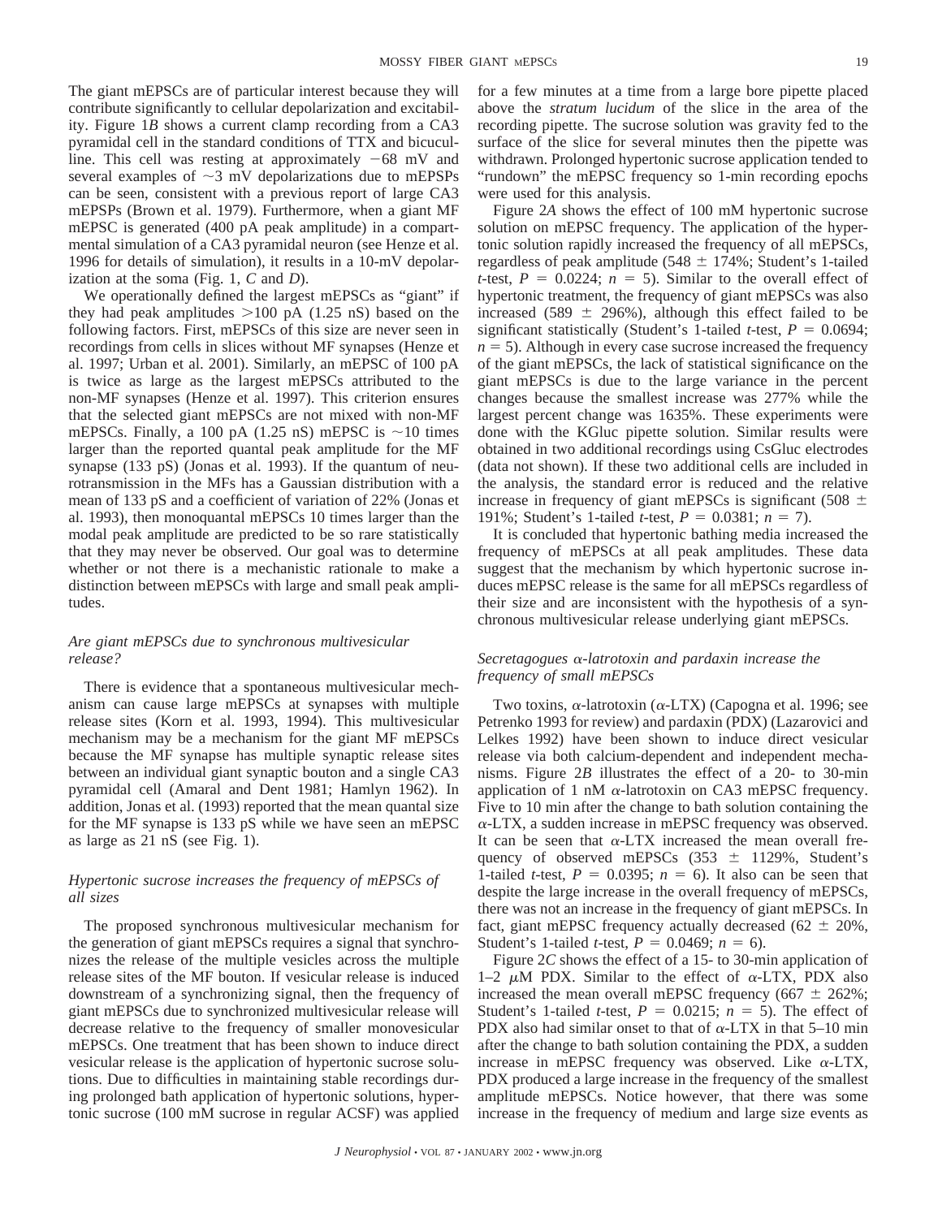The giant mEPSCs are of particular interest because they will contribute significantly to cellular depolarization and excitability. Figure 1*B* shows a current clamp recording from a CA3 pyramidal cell in the standard conditions of TTX and bicuculline. This cell was resting at approximately −68 mV and several examples of ∼3 mV depolarizations due to mEPSPs can be seen, consistent with a previous report of large CA3 mEPSPs (Brown et al. 1979). Furthermore, when a giant MF mEPSC is generated (400 pA peak amplitude) in a compartmental simulation of a CA3 pyramidal neuron (see Henze et al. 1996 for details of simulation), it results in a 10-mV depolarization at the soma (Fig. 1, *C* and *D*).

We operationally defined the largest mEPSCs as "giant" if they had peak amplitudes >100 pA (1.25 nS) based on the following factors. First, mEPSCs of this size are never seen in recordings from cells in slices without MF synapses (Henze et al. 1997; Urban et al. 2001). Similarly, an mEPSC of 100 pA is twice as large as the largest mEPSCs attributed to the non-MF synapses (Henze et al. 1997). This criterion ensures that the selected giant mEPSCs are not mixed with non-MF mEPSCs. Finally, a 100 pA (1.25 nS) mEPSC is ∼10 times larger than the reported quantal peak amplitude for the MF synapse (133 pS) (Jonas et al. 1993). If the quantum of neurotransmission in the MFs has a Gaussian distribution with a mean of 133 pS and a coefficient of variation of 22% (Jonas et al. 1993), then monoquantal mEPSCs 10 times larger than the modal peak amplitude are predicted to be so rare statistically that they may never be observed. Our goal was to determine whether or not there is a mechanistic rationale to make a distinction between mEPSCs with large and small peak amplitudes.

### *Are giant mEPSCs due to synchronous multivesicular release?*

There is evidence that a spontaneous multivesicular mechanism can cause large mEPSCs at synapses with multiple release sites (Korn et al. 1993, 1994). This multivesicular mechanism may be a mechanism for the giant MF mEPSCs because the MF synapse has multiple synaptic release sites between an individual giant synaptic bouton and a single CA3 pyramidal cell (Amaral and Dent 1981; Hamlyn 1962). In addition, Jonas et al. (1993) reported that the mean quantal size for the MF synapse is 133 pS while we have seen an mEPSC as large as 21 nS (see Fig. 1).

### *Hypertonic sucrose increases the frequency of mEPSCs of all sizes*

The proposed synchronous multivesicular mechanism for the generation of giant mEPSCs requires a signal that synchronizes the release of the multiple vesicles across the multiple release sites of the MF bouton. If vesicular release is induced downstream of a synchronizing signal, then the frequency of giant mEPSCs due to synchronized multivesicular release will decrease relative to the frequency of smaller monovesicular mEPSCs. One treatment that has been shown to induce direct vesicular release is the application of hypertonic sucrose solutions. Due to difficulties in maintaining stable recordings during prolonged bath application of hypertonic solutions, hypertonic sucrose (100 mM sucrose in regular ACSF) was applied for a few minutes at a time from a large bore pipette placed above the *stratum lucidum* of the slice in the area of the recording pipette. The sucrose solution was gravity fed to the surface of the slice for several minutes then the pipette was withdrawn. Prolonged hypertonic sucrose application tended to "rundown" the mEPSC frequency so 1-min recording epochs were used for this analysis.

Figure 2*A* shows the effect of 100 mM hypertonic sucrose solution on mEPSC frequency. The application of the hypertonic solution rapidly increased the frequency of all mEPSCs, regardless of peak amplitude (548 ± 174%; Student's 1-tailed *t*-test, $P = 0.0224$; $n = 5$). Similar to the overall effect of hypertonic treatment, the frequency of giant mEPSCs was also increased (589 ± 296%), although this effect failed to be significant statistically (Student's 1-tailed *t*-test, $P = 0.0694$; $n = 5$). Although in every case sucrose increased the frequency of the giant mEPSCs, the lack of statistical significance on the giant mEPSCs is due to the large variance in the percent changes because the smallest increase was 277% while the largest percent change was 1635%. These experiments were done with the KGluc pipette solution. Similar results were obtained in two additional recordings using CsGluc electrodes (data not shown). If these two additional cells are included in the analysis, the standard error is reduced and the relative increase in frequency of giant mEPSCs is significant (508 ± 191%; Student's 1-tailed *t*-test, $P = 0.0381$; $n = 7$).

It is concluded that hypertonic bathing media increased the frequency of mEPSCs at all peak amplitudes. These data suggest that the mechanism by which hypertonic sucrose induces mEPSC release is the same for all mEPSCs regardless of their size and are inconsistent with the hypothesis of a synchronous multivesicular release underlying giant mEPSCs.

### *Secretagogues α-latrotoxin and pardaxin increase the frequency of small mEPSCs*

Two toxins, α-latrotoxin (α-LTX) (Capogna et al. 1996; see Petrenko 1993 for review) and pardaxin (PDX) (Lazarovici and Lelkes 1992) have been shown to induce direct vesicular release via both calcium-dependent and independent mechanisms. Figure 2*B* illustrates the effect of a 20- to 30-min application of 1 nM α-latrotoxin on CA3 mEPSC frequency. Five to 10 min after the change to bath solution containing the α-LTX, a sudden increase in mEPSC frequency was observed. It can be seen that α-LTX increased the mean overall frequency of observed mEPSCs (353 ± 1129%, Student's 1-tailed *t*-test, $P = 0.0395$; $n = 6$). It also can be seen that despite the large increase in the overall frequency of mEPSCs, there was not an increase in the frequency of giant mEPSCs. In fact, giant mEPSC frequency actually decreased (62 ± 20%, Student's 1-tailed *t*-test, $P = 0.0469$; $n = 6$).

Figure 2*C* shows the effect of a 15- to 30-min application of 1–2 μM PDX. Similar to the effect of α-LTX, PDX also increased the mean overall mEPSC frequency (667 ± 262%; Student's 1-tailed *t*-test, $P = 0.0215$; $n = 5$). The effect of PDX also had similar onset to that of α-LTX in that 5–10 min after the change to bath solution containing the PDX, a sudden increase in mEPSC frequency was observed. Like α-LTX, PDX produced a large increase in the frequency of the smallest amplitude mEPSCs. Notice however, that there was some increase in the frequency of medium and large size events as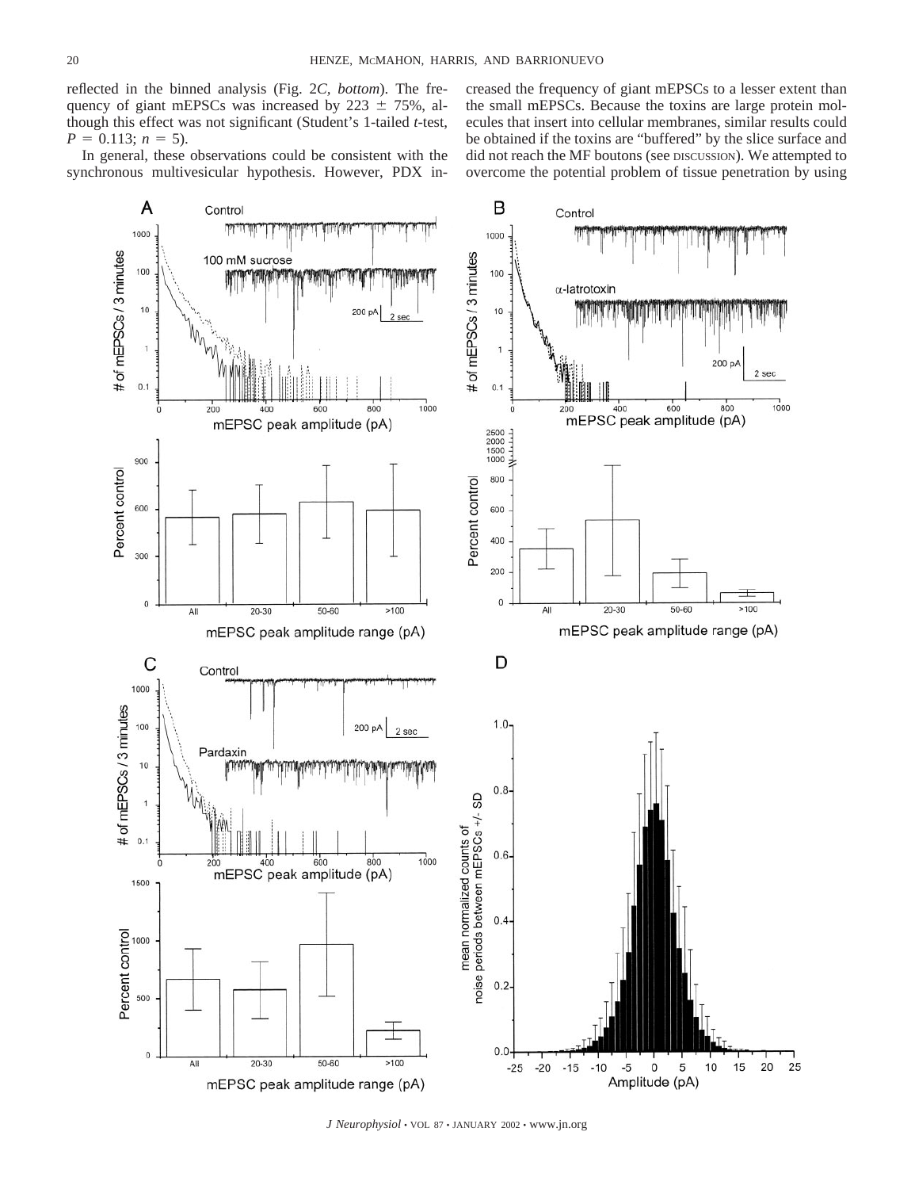reflected in the binned analysis (Fig. 2*C, bottom*). The frequency of giant mEPSCs was increased by 223 ± 75%, although this effect was not significant (Student's 1-tailed *t*-test, $P = 0.113$; $n = 5$).

In general, these observations could be consistent with the synchronous multivesicular hypothesis. However, PDX increased the frequency of giant mEPSCs to a lesser extent than the small mEPSCs. Because the toxins are large protein molecules that insert into cellular membranes, similar results could be obtained if the toxins are "buffered" by the slice surface and did not reach the MF boutons (see DISCUSSION). We attempted to overcome the potential problem of tissue penetration by using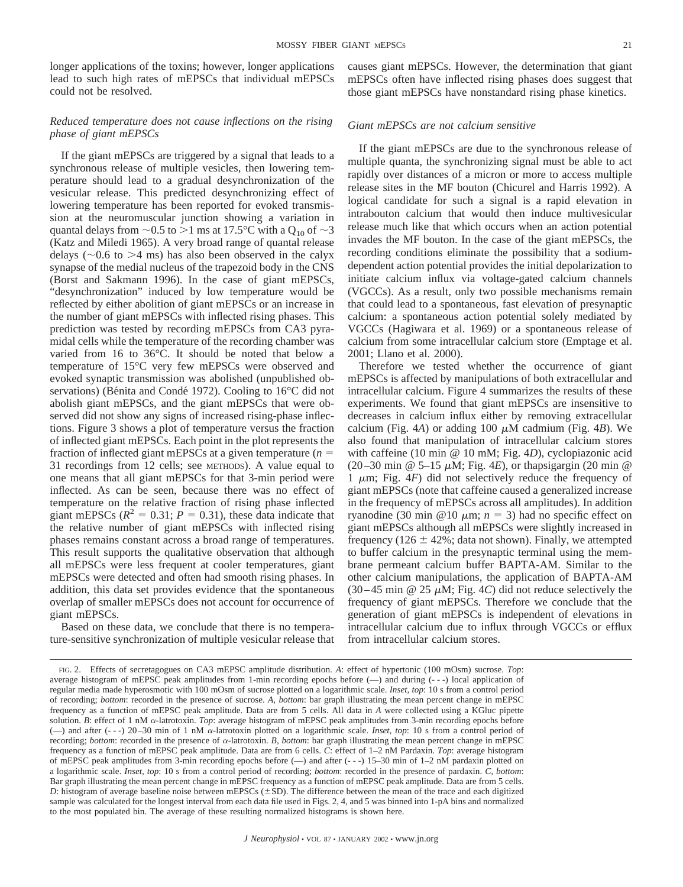longer applications of the toxins; however, longer applications lead to such high rates of mEPSCs that individual mEPSCs could not be resolved.

### *Reduced temperature does not cause inflections on the rising phase of giant mEPSCs*

If the giant mEPSCs are triggered by a signal that leads to a synchronous release of multiple vesicles, then lowering temperature should lead to a gradual desynchronization of the vesicular release. This predicted desynchronizing effect of lowering temperature has been reported for evoked transmission at the neuromuscular junction showing a variation in quantal delays from ~0.5 to >1 ms at 17.5°C with a $Q_{10}$ of ~3 (Katz and Miledi 1965). A very broad range of quantal release delays (~0.6 to >4 ms) has also been observed in the calyx synapse of the medial nucleus of the trapezoid body in the CNS (Borst and Sakmann 1996). In the case of giant mEPSCs, "desynchronization" induced by low temperature would be reflected by either abolition of giant mEPSCs or an increase in the number of giant mEPSCs with inflected rising phases. This prediction was tested by recording mEPSCs from CA3 pyramidal cells while the temperature of the recording chamber was varied from 16 to 36°C. It should be noted that below a temperature of 15°C very few mEPSCs were observed and evoked synaptic transmission was abolished (unpublished observations) (Bénita and Condé 1972). Cooling to 16°C did not abolish giant mEPSCs, and the giant mEPSCs that were observed did not show any signs of increased rising-phase inflections. Figure 3 shows a plot of temperature versus the fraction of inflected giant mEPSCs. Each point in the plot represents the fraction of inflected giant mEPSCs at a given temperature ($n$ = 31 recordings from 12 cells; see METHODS). A value equal to one means that all giant mEPSCs for that 3-min period were inflected. As can be seen, because there was no effect of temperature on the relative fraction of rising phase inflected giant mEPSCs ($R^2 = 0.31$; $P = 0.31$), these data indicate that the relative number of giant mEPSCs with inflected rising phases remains constant across a broad range of temperatures. This result supports the qualitative observation that although all mEPSCs were less frequent at cooler temperatures, giant mEPSCs were detected and often had smooth rising phases. In addition, this data set provides evidence that the spontaneous overlap of smaller mEPSCs does not account for occurrence of giant mEPSCs.

Based on these data, we conclude that there is no temperature-sensitive synchronization of multiple vesicular release that causes giant mEPSCs. However, the determination that giant mEPSCs often have inflected rising phases does suggest that those giant mEPSCs have nonstandard rising phase kinetics.

### *Giant mEPSCs are not calcium sensitive*

If the giant mEPSCs are due to the synchronous release of multiple quanta, the synchronizing signal must be able to act rapidly over distances of a micron or more to access multiple release sites in the MF bouton (Chicurel and Harris 1992). A logical candidate for such a signal is a rapid elevation in intrabouton calcium that would then induce multivesicular release much like that which occurs when an action potential invades the MF bouton. In the case of the giant mEPSCs, the recording conditions eliminate the possibility that a sodium-dependent action potential provides the initial depolarization to initiate calcium influx via voltage-gated calcium channels (VGCCs). As a result, only two possible mechanisms remain that could lead to a spontaneous, fast elevation of presynaptic calcium: a spontaneous action potential solely mediated by VGCCs (Hagiwara et al. 1969) or a spontaneous release of calcium from some intracellular calcium store (Emptage et al. 2001; Llano et al. 2000).

Therefore we tested whether the occurrence of giant mEPSCs is affected by manipulations of both extracellular and intracellular calcium. Figure 4 summarizes the results of these experiments. We found that giant mEPSCs are insensitive to decreases in calcium influx either by removing extracellular calcium (Fig. 4*A*) or adding 100 μM cadmium (Fig. 4*B*). We also found that manipulation of intracellular calcium stores with caffeine (10 min @ 10 mM; Fig. 4*D*), cyclopiazonic acid (20–30 min @ 5–15 μM; Fig. 4*E*), or thapsigargin (20 min @ 1 μm; Fig. 4*F*) did not selectively reduce the frequency of giant mEPSCs (note that caffeine caused a generalized increase in the frequency of mEPSCs across all amplitudes). In addition ryanodine (30 min @10 μm; $n$ = 3) had no specific effect on giant mEPSCs although all mEPSCs were slightly increased in frequency (126 ± 42%; data not shown). Finally, we attempted to buffer calcium in the presynaptic terminal using the membrane permeant calcium buffer BAPTA-AM. Similar to the other calcium manipulations, the application of BAPTA-AM (30–45 min @ 25 μM; Fig. 4*C*) did not reduce selectively the frequency of giant mEPSCs. Therefore we conclude that the generation of giant mEPSCs is independent of elevations in intracellular calcium due to influx through VGCCs or efflux from intracellular calcium stores.

FIG. 2. Effects of secretagogues on CA3 mEPSC amplitude distribution. *A*: effect of hypertonic (100 mOsm) sucrose. *Top*: average histogram of mEPSC peak amplitudes from 1-min recording epochs before (—) and during (- - -) local application of regular media made hyperosmotic with 100 mOsm of sucrose plotted on a logarithmic scale. *Inset, top*: 10 s from a control period of recording; *bottom*: recorded in the presence of sucrose. *A, bottom*: bar graph illustrating the mean percent change in mEPSC frequency as a function of mEPSC peak amplitude. Data are from 5 cells. All data in *A* were collected using a KGluc pipette solution. *B*: effect of 1 nM α-latrotoxin. *Top*: average histogram of mEPSC peak amplitudes from 3-min recording epochs before (—) and after (- - -) 20–30 min of 1 nM α-latrotoxin plotted on a logarithmic scale. *Inset, top*: 10 s from a control period of recording; *bottom*: recorded in the presence of α-latrotoxin. *B, bottom*: bar graph illustrating the mean percent change in mEPSC frequency as a function of mEPSC peak amplitude. Data are from 6 cells. *C*: effect of 1–2 nM Pardaxin. *Top*: average histogram of mEPSC peak amplitudes from 3-min recording epochs before (—) and after (- - -) 15–30 min of 1–2 nM pardaxin plotted on a logarithmic scale. *Inset, top*: 10 s from a control period of recording; *bottom*: recorded in the presence of pardaxin. *C, bottom*: Bar graph illustrating the mean percent change in mEPSC frequency as a function of mEPSC peak amplitude. Data are from 5 cells. *D*: histogram of average baseline noise between mEPSCs (±SD). The difference between the mean of the trace and each digitized sample was calculated for the longest interval from each data file used in Figs. 2, 4, and 5 was binned into 1-pA bins and normalized to the most populated bin. The average of these resulting normalized histograms is shown here.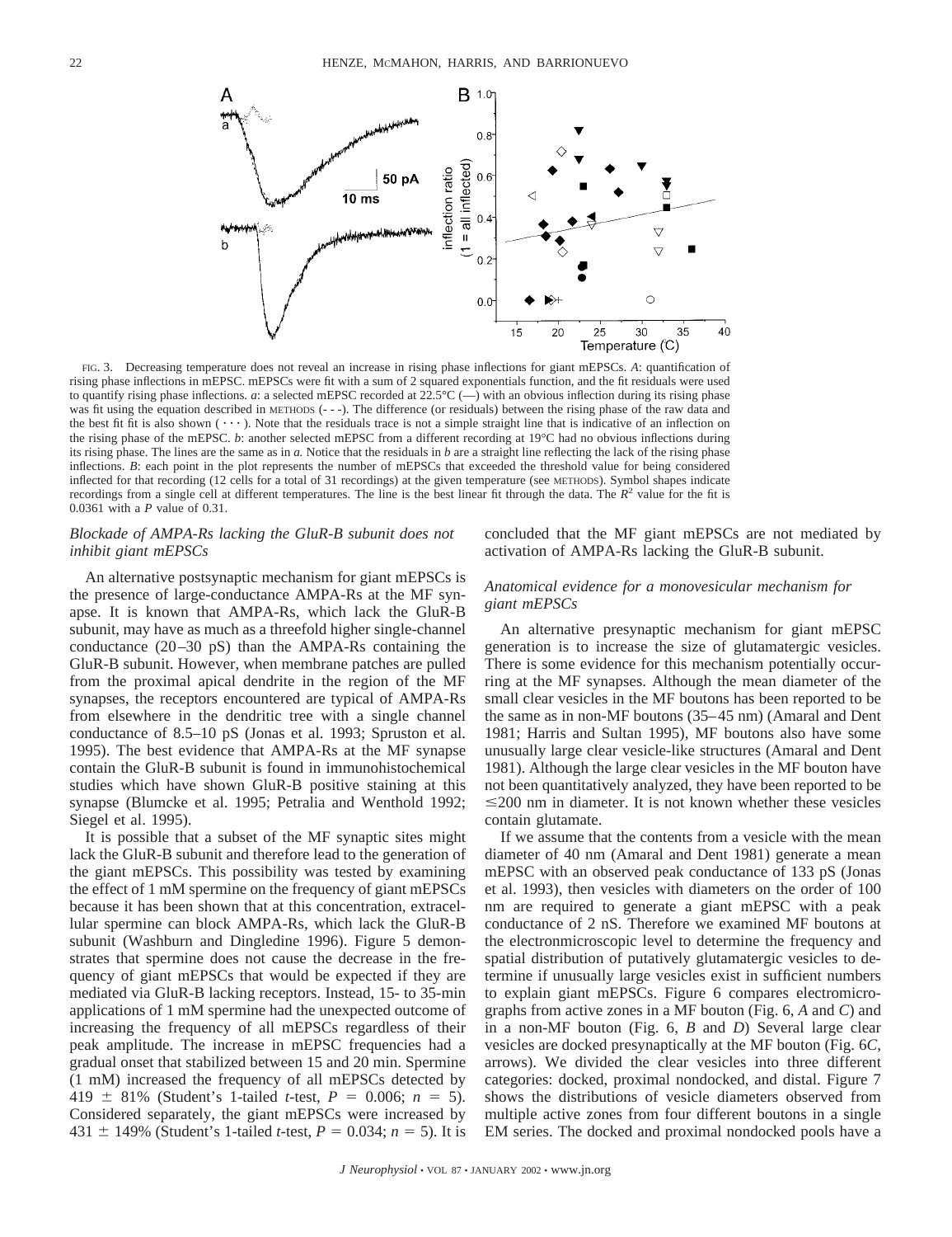FIG. 3. Decreasing temperature does not reveal an increase in rising phase inflections for giant mEPSCs. *A*: quantification of rising phase inflections in mEPSC. mEPSCs were fit with a sum of 2 squared exponentials function, and the fit residuals were used to quantify rising phase inflections. *a*: a selected mEPSC recorded at 22.5°C (—) with an obvious inflection during its rising phase was fit using the equation described in METHODS (- - -). The difference (or residuals) between the rising phase of the raw data and the best fit fit is also shown (· · · ). Note that the residuals trace is not a simple straight line that is indicative of an inflection on the rising phase of the mEPSC. *b*: another selected mEPSC from a different recording at 19°C had no obvious inflections during its rising phase. The lines are the same as in *a.* Notice that the residuals in *b* are a straight line reflecting the lack of the rising phase inflections. *B*: each point in the plot represents the number of mEPSCs that exceeded the threshold value for being considered inflected for that recording (12 cells for a total of 31 recordings) at the given temperature (see METHODS). Symbol shapes indicate recordings from a single cell at different temperatures. The line is the best linear fit through the data. The $R^2$ value for the fit is 0.0361 with a $P$ value of 0.31.

### *Blockade of AMPA-Rs lacking the GluR-B subunit does not inhibit giant mEPSCs*

An alternative postsynaptic mechanism for giant mEPSCs is the presence of large-conductance AMPA-Rs at the MF synapse. It is known that AMPA-Rs, which lack the GluR-B subunit, may have as much as a threefold higher single-channel conductance (20–30 pS) than the AMPA-Rs containing the GluR-B subunit. However, when membrane patches are pulled from the proximal apical dendrite in the region of the MF synapses, the receptors encountered are typical of AMPA-Rs from elsewhere in the dendritic tree with a single channel conductance of 8.5–10 pS (Jonas et al. 1993; Spruston et al. 1995). The best evidence that AMPA-Rs at the MF synapse contain the GluR-B subunit is found in immunohistochemical studies which have shown GluR-B positive staining at this synapse (Blumcke et al. 1995; Petralia and Wenthold 1992; Siegel et al. 1995).

It is possible that a subset of the MF synaptic sites might lack the GluR-B subunit and therefore lead to the generation of the giant mEPSCs. This possibility was tested by examining the effect of 1 mM spermine on the frequency of giant mEPSCs because it has been shown that at this concentration, extracellular spermine can block AMPA-Rs, which lack the GluR-B subunit (Washburn and Dingledine 1996). Figure 5 demonstrates that spermine does not cause the decrease in the frequency of giant mEPSCs that would be expected if they are mediated via GluR-B lacking receptors. Instead, 15- to 35-min applications of 1 mM spermine had the unexpected outcome of increasing the frequency of all mEPSCs regardless of their peak amplitude. The increase in mEPSC frequencies had a gradual onset that stabilized between 15 and 20 min. Spermine (1 mM) increased the frequency of all mEPSCs detected by 419 ± 81% (Student's 1-tailed *t*-test, $P = 0.006$; $n = 5$). Considered separately, the giant mEPSCs were increased by 431 ± 149% (Student's 1-tailed *t*-test, $P = 0.034$; $n = 5$). It is concluded that the MF giant mEPSCs are not mediated by activation of AMPA-Rs lacking the GluR-B subunit.

### *Anatomical evidence for a monovesicular mechanism for giant mEPSCs*

An alternative presynaptic mechanism for giant mEPSC generation is to increase the size of glutamatergic vesicles. There is some evidence for this mechanism potentially occurring at the MF synapses. Although the mean diameter of the small clear vesicles in the MF boutons has been reported to be the same as in non-MF boutons (35–45 nm) (Amaral and Dent 1981; Harris and Sultan 1995), MF boutons also have some unusually large clear vesicle-like structures (Amaral and Dent 1981). Although the large clear vesicles in the MF bouton have not been quantitatively analyzed, they have been reported to be ≤200 nm in diameter. It is not known whether these vesicles contain glutamate.

If we assume that the contents from a vesicle with the mean diameter of 40 nm (Amaral and Dent 1981) generate a mean mEPSC with an observed peak conductance of 133 pS (Jonas et al. 1993), then vesicles with diameters on the order of 100 nm are required to generate a giant mEPSC with a peak conductance of 2 nS. Therefore we examined MF boutons at the electronmicroscopic level to determine the frequency and spatial distribution of putatively glutamatergic vesicles to determine if unusually large vesicles exist in sufficient numbers to explain giant mEPSCs. Figure 6 compares electromicrographs from active zones in a MF bouton (Fig. 6, *A* and *C*) and in a non-MF bouton (Fig. 6, *B* and *D*) Several large clear vesicles are docked presynaptically at the MF bouton (Fig. 6*C*, arrows). We divided the clear vesicles into three different categories: docked, proximal nondocked, and distal. Figure 7 shows the distributions of vesicle diameters observed from multiple active zones from four different boutons in a single EM series. The docked and proximal nondocked pools have a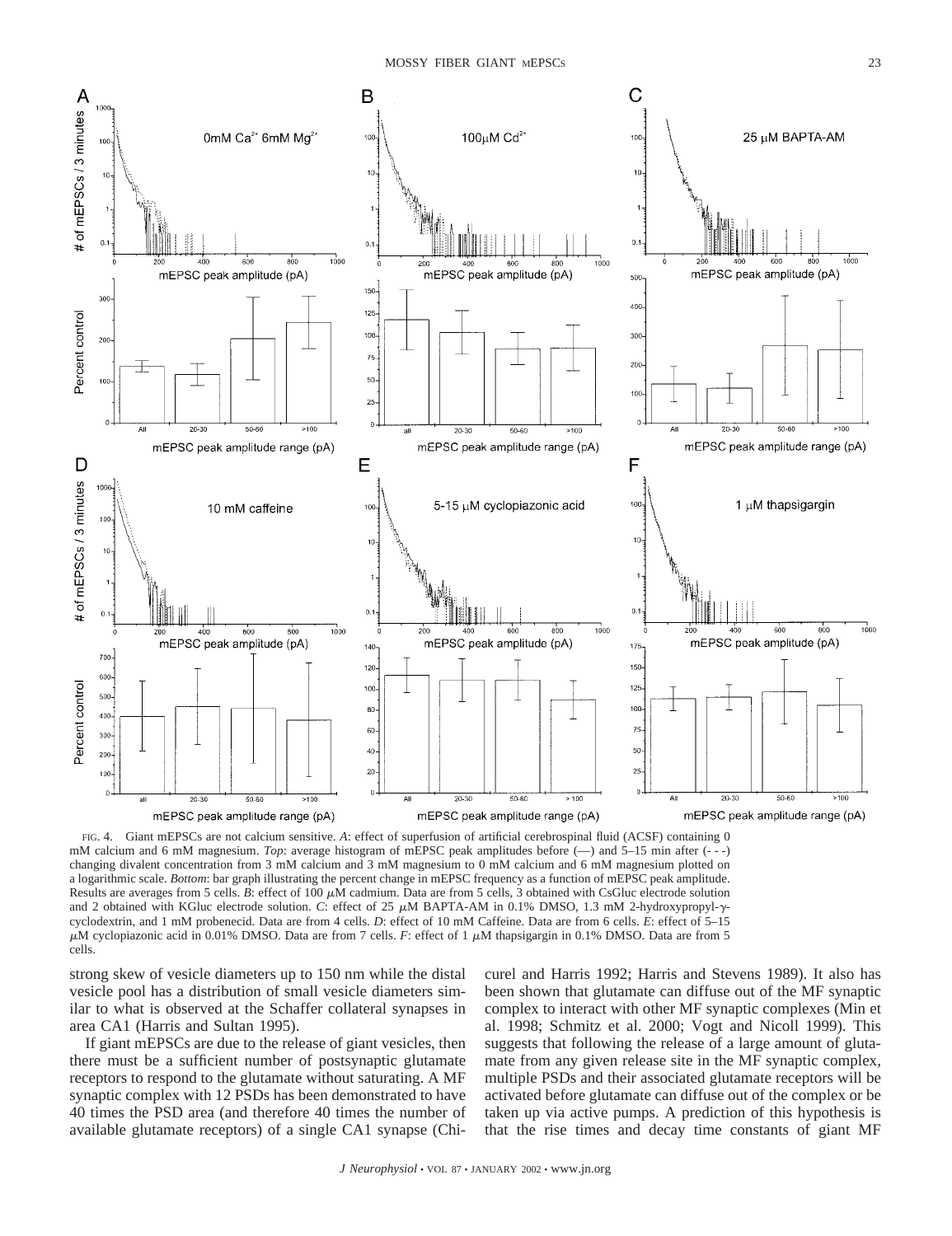FIG. 4. Giant mEPSCs are not calcium sensitive. *A*: effect of superfusion of artificial cerebrospinal fluid (ACSF) containing 0 mM calcium and 6 mM magnesium. *Top*: average histogram of mEPSC peak amplitudes before (—) and 5–15 min after (- - -) changing divalent concentration from 3 mM calcium and 3 mM magnesium to 0 mM calcium and 6 mM magnesium plotted on a logarithmic scale. *Bottom*: bar graph illustrating the percent change in mEPSC frequency as a function of mEPSC peak amplitude. Results are averages from 5 cells. *B*: effect of 100 $\mu$M cadmium. Data are from 5 cells, 3 obtained with CsGluc electrode solution and 2 obtained with KGluc electrode solution. *C*: effect of 25 $\mu$M BAPTA-AM in 0.1% DMSO, 1.3 mM 2-hydroxypropyl-$\gamma$-cyclodextrin, and 1 mM probenecid. Data are from 4 cells. *D*: effect of 10 mM Caffeine. Data are from 6 cells. *E*: effect of 5–15 $\mu$M cyclopiazonic acid in 0.01% DMSO. Data are from 7 cells. *F*: effect of 1 $\mu$M thapsigargin in 0.1% DMSO. Data are from 5 cells.

strong skew of vesicle diameters up to 150 nm while the distal vesicle pool has a distribution of small vesicle diameters similar to what is observed at the Schaffer collateral synapses in area CA1 (Harris and Sultan 1995).

If giant mEPSCs are due to the release of giant vesicles, then there must be a sufficient number of postsynaptic glutamate receptors to respond to the glutamate without saturating. A MF synaptic complex with 12 PSDs has been demonstrated to have 40 times the PSD area (and therefore 40 times the number of available glutamate receptors) of a single CA1 synapse (Chicurel and Harris 1992; Harris and Stevens 1989). It also has been shown that glutamate can diffuse out of the MF synaptic complex to interact with other MF synaptic complexes (Min et al. 1998; Schmitz et al. 2000; Vogt and Nicoll 1999). This suggests that following the release of a large amount of glutamate from any given release site in the MF synaptic complex, multiple PSDs and their associated glutamate receptors will be activated before glutamate can diffuse out of the complex or be taken up via active pumps. A prediction of this hypothesis is that the rise times and decay time constants of giant MF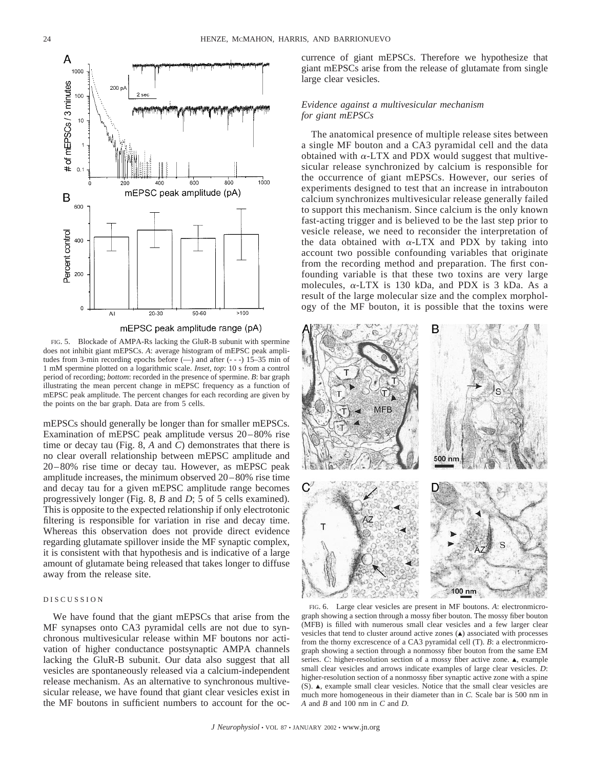FIG. 5. Blockade of AMPA-Rs lacking the GluR-B subunit with spermine does not inhibit giant mEPSCs. *A*: average histogram of mEPSC peak amplitudes from 3-min recording epochs before (—) and after (- - -) 15–35 min of 1 mM spermine plotted on a logarithmic scale. *Inset, top*: 10 s from a control period of recording; *bottom*: recorded in the presence of spermine. *B*: bar graph illustrating the mean percent change in mEPSC frequency as a function of mEPSC peak amplitude. The percent changes for each recording are given by the points on the bar graph. Data are from 5 cells.

mEPSCs should generally be longer than for smaller mEPSCs. Examination of mEPSC peak amplitude versus 20–80% rise time or decay tau (Fig. 8, *A* and *C*) demonstrates that there is no clear overall relationship between mEPSC amplitude and 20–80% rise time or decay tau. However, as mEPSC peak amplitude increases, the minimum observed 20–80% rise time and decay tau for a given mEPSC amplitude range becomes progressively longer (Fig. 8, *B* and *D*; 5 of 5 cells examined). This is opposite to the expected relationship if only electrotonic filtering is responsible for variation in rise and decay time. Whereas this observation does not provide direct evidence regarding glutamate spillover inside the MF synaptic complex, it is consistent with that hypothesis and is indicative of a large amount of glutamate being released that takes longer to diffuse away from the release site.

## DISCUSSION

We have found that the giant mEPSCs that arise from the MF synapses onto CA3 pyramidal cells are not due to synchronous multivesicular release within MF boutons nor activation of higher conductance postsynaptic AMPA channels lacking the GluR-B subunit. Our data also suggest that all vesicles are spontaneously released via a calcium-independent release mechanism. As an alternative to synchronous multivesicular release, we have found that giant clear vesicles exist in the MF boutons in sufficient numbers to account for the occurrence of giant mEPSCs. Therefore we hypothesize that giant mEPSCs arise from the release of glutamate from single large clear vesicles.

### *Evidence against a multivesicular mechanism for giant mEPSCs*

The anatomical presence of multiple release sites between a single MF bouton and a CA3 pyramidal cell and the data obtained with α-LTX and PDX would suggest that multivesicular release synchronized by calcium is responsible for the occurrence of giant mEPSCs. However, our series of experiments designed to test that an increase in intrabouton calcium synchronizes multivesicular release generally failed to support this mechanism. Since calcium is the only known fast-acting trigger and is believed to be the last step prior to vesicle release, we need to reconsider the interpretation of the data obtained with α-LTX and PDX by taking into account two possible confounding variables that originate from the recording method and preparation. The first confounding variable is that these two toxins are very large molecules, α-LTX is 130 kDa, and PDX is 3 kDa. As a result of the large molecular size and the complex morphology of the MF bouton, it is possible that the toxins were

FIG. 6. Large clear vesicles are present in MF boutons. *A*: electronmicrograph showing a section through a mossy fiber bouton. The mossy fiber bouton (MFB) is filled with numerous small clear vesicles and a few larger clear vesicles that tend to cluster around active zones (▲) associated with processes from the thorny excrescence of a CA3 pyramidal cell (T). *B*: a electronmicrograph showing a section through a nonmossy fiber bouton from the same EM series. *C*: higher-resolution section of a mossy fiber active zone. ▲, example small clear vesicles and arrows indicate examples of large clear vesicles. *D*: higher-resolution section of a nonmossy fiber synaptic active zone with a spine (S). ▲, example small clear vesicles. Notice that the small clear vesicles are much more homogeneous in their diameter than in *C*. Scale bar is 500 nm in *A* and *B* and 100 nm in *C* and *D*.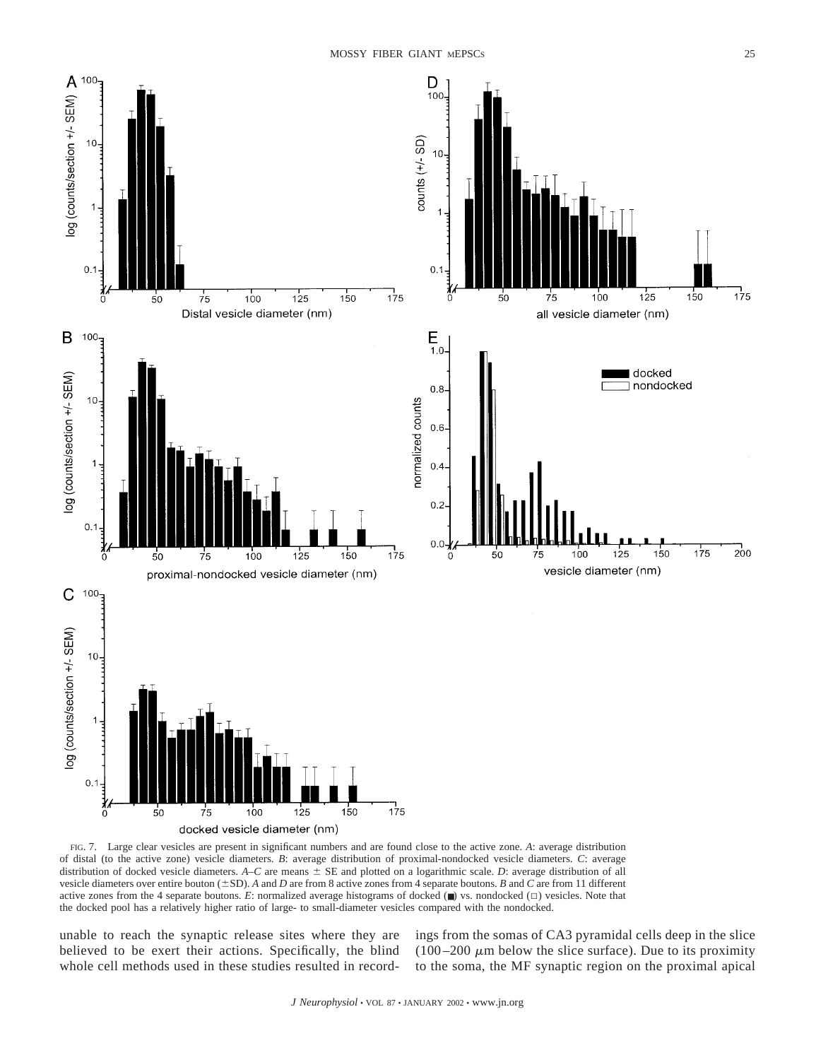FIG. 7. Large clear vesicles are present in significant numbers and are found close to the active zone. *A*: average distribution of distal (to the active zone) vesicle diameters. *B*: average distribution of proximal-nondocked vesicle diameters. *C*: average distribution of docked vesicle diameters. *A–C* are means ± SE and plotted on a logarithmic scale. *D*: average distribution of all vesicle diameters over entire bouton (±SD). *A* and *D* are from 8 active zones from 4 separate boutons. *B* and *C* are from 11 different active zones from the 4 separate boutons. *E*: normalized average histograms of docked (■) vs. nondocked (□) vesicles. Note that the docked pool has a relatively higher ratio of large- to small-diameter vesicles compared with the nondocked.

unable to reach the synaptic release sites where they are believed to be exert their actions. Specifically, the blind whole cell methods used in these studies resulted in recordings from the somas of CA3 pyramidal cells deep in the slice (100–200 μm below the slice surface). Due to its proximity to the soma, the MF synaptic region on the proximal apical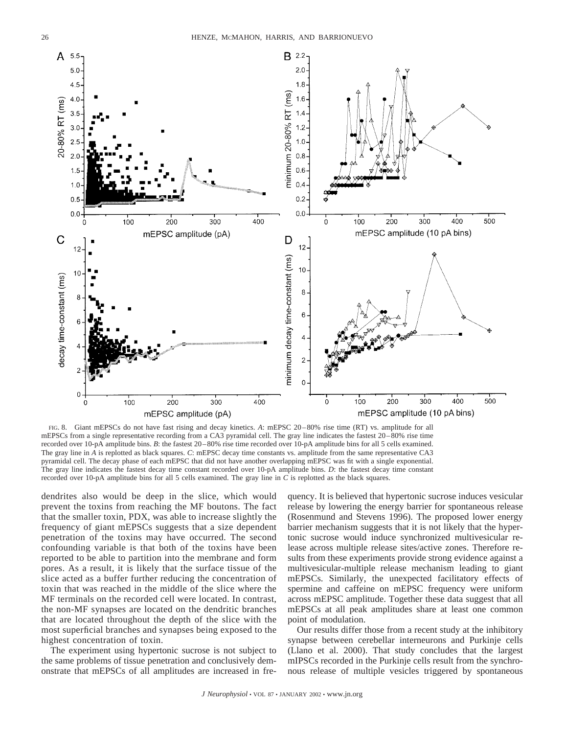FIG. 8. Giant mEPSCs do not have fast rising and decay kinetics. *A*: mEPSC 20–80% rise time (RT) vs. amplitude for all mEPSCs from a single representative recording from a CA3 pyramidal cell. The gray line indicates the fastest 20–80% rise time recorded over 10-pA amplitude bins. *B*: the fastest 20–80% rise time recorded over 10-pA amplitude bins for all 5 cells examined. The gray line in *A* is replotted as black squares. *C*: mEPSC decay time constants vs. amplitude from the same representative CA3 pyramidal cell. The decay phase of each mEPSC that did not have another overlapping mEPSC was fit with a single exponential. The gray line indicates the fastest decay time constant recorded over 10-pA amplitude bins. *D*: the fastest decay time constant recorded over 10-pA amplitude bins for all 5 cells examined. The gray line in *C* is replotted as the black squares.

dendrites also would be deep in the slice, which would prevent the toxins from reaching the MF boutons. The fact that the smaller toxin, PDX, was able to increase slightly the frequency of giant mEPSCs suggests that a size dependent penetration of the toxins may have occurred. The second confounding variable is that both of the toxins have been reported to be able to partition into the membrane and form pores. As a result, it is likely that the surface tissue of the slice acted as a buffer further reducing the concentration of toxin that was reached in the middle of the slice where the MF terminals on the recorded cell were located. In contrast, the non-MF synapses are located on the dendritic branches that are located throughout the depth of the slice with the most superficial branches and synapses being exposed to the highest concentration of toxin.

The experiment using hypertonic sucrose is not subject to the same problems of tissue penetration and conclusively demonstrate that mEPSCs of all amplitudes are increased in frequency. It is believed that hypertonic sucrose induces vesicular release by lowering the energy barrier for spontaneous release (Rosenmund and Stevens 1996). The proposed lower energy barrier mechanism suggests that it is not likely that the hypertonic sucrose would induce synchronized multivesicular release across multiple release sites/active zones. Therefore results from these experiments provide strong evidence against a multivesicular-multiple release mechanism leading to giant mEPSCs. Similarly, the unexpected facilitatory effects of spermine and caffeine on mEPSC frequency were uniform across mEPSC amplitude. Together these data suggest that all mEPSCs at all peak amplitudes share at least one common point of modulation.

Our results differ those from a recent study at the inhibitory synapse between cerebellar interneurons and Purkinje cells (Llano et al. 2000). That study concludes that the largest mIPSCs recorded in the Purkinje cells result from the synchronous release of multiple vesicles triggered by spontaneous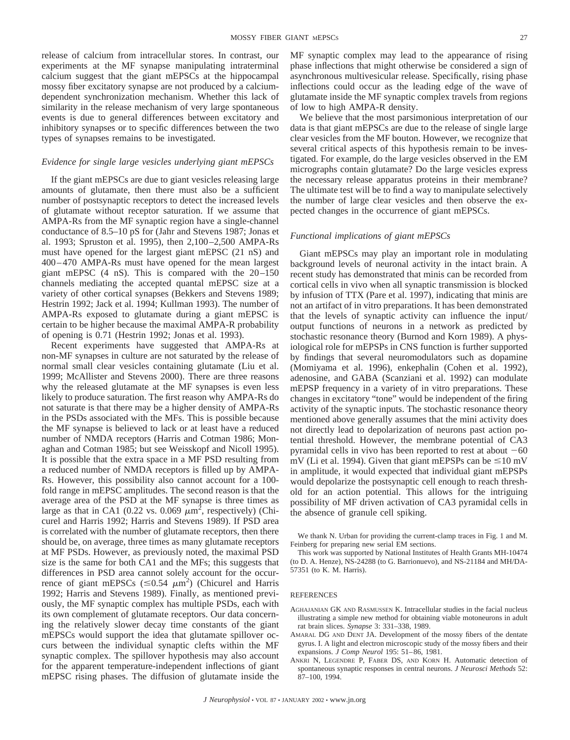release of calcium from intracellular stores. In contrast, our experiments at the MF synapse manipulating intraterminal calcium suggest that the giant mEPSCs at the hippocampal mossy fiber excitatory synapse are not produced by a calcium-dependent synchronization mechanism. Whether this lack of similarity in the release mechanism of very large spontaneous events is due to general differences between excitatory and inhibitory synapses or to specific differences between the two types of synapses remains to be investigated.

### *Evidence for single large vesicles underlying giant mEPSCs*

If the giant mEPSCs are due to giant vesicles releasing large amounts of glutamate, then there must also be a sufficient number of postsynaptic receptors to detect the increased levels of glutamate without receptor saturation. If we assume that AMPA-Rs from the MF synaptic region have a single-channel conductance of 8.5–10 pS for (Jahr and Stevens 1987; Jonas et al. 1993; Spruston et al. 1995), then 2,100–2,500 AMPA-Rs must have opened for the largest giant mEPSC (21 nS) and 400–470 AMPA-Rs must have opened for the mean largest giant mEPSC (4 nS). This is compared with the 20–150 channels mediating the accepted quantal mEPSC size at a variety of other cortical synapses (Bekkers and Stevens 1989; Hestrin 1992; Jack et al. 1994; Kullman 1993). The number of AMPA-Rs exposed to glutamate during a giant mEPSC is certain to be higher because the maximal AMPA-R probability of opening is 0.71 (Hestrin 1992; Jonas et al. 1993).

Recent experiments have suggested that AMPA-Rs at non-MF synapses in culture are not saturated by the release of normal small clear vesicles containing glutamate (Liu et al. 1999; McAllister and Stevens 2000). There are three reasons why the released glutamate at the MF synapses is even less likely to produce saturation. The first reason why AMPA-Rs do not saturate is that there may be a higher density of AMPA-Rs in the PSDs associated with the MFs. This is possible because the MF synapse is believed to lack or at least have a reduced number of NMDA receptors (Harris and Cotman 1986; Monaghan and Cotman 1985; but see Weisskopf and Nicoll 1995). It is possible that the extra space in a MF PSD resulting from a reduced number of NMDA receptors is filled up by AMPA-Rs. However, this possibility also cannot account for a 100-fold range in mEPSC amplitudes. The second reason is that the average area of the PSD at the MF synapse is three times as large as that in CA1 (0.22 vs. 0.069 $\mu m^2$, respectively) (Chicurel and Harris 1992; Harris and Stevens 1989). If PSD area is correlated with the number of glutamate receptors, then there should be, on average, three times as many glutamate receptors at MF PSDs. However, as previously noted, the maximal PSD size is the same for both CA1 and the MFs; this suggests that differences in PSD area cannot solely account for the occurrence of giant mEPSCs ($\leq 0.54$ $\mu m^2$) (Chicurel and Harris 1992; Harris and Stevens 1989). Finally, as mentioned previously, the MF synaptic complex has multiple PSDs, each with its own complement of glutamate receptors. Our data concerning the relatively slower decay time constants of the giant mEPSCs would support the idea that glutamate spillover occurs between the individual synaptic clefts within the MF synaptic complex. The spillover hypothesis may also account for the apparent temperature-independent inflections of giant mEPSC rising phases. The diffusion of glutamate inside the MF synaptic complex may lead to the appearance of rising phase inflections that might otherwise be considered a sign of asynchronous multivesicular release. Specifically, rising phase inflections could occur as the leading edge of the wave of glutamate inside the MF synaptic complex travels from regions of low to high AMPA-R density.

We believe that the most parsimonious interpretation of our data is that giant mEPSCs are due to the release of single large clear vesicles from the MF bouton. However, we recognize that several critical aspects of this hypothesis remain to be investigated. For example, do the large vesicles observed in the EM micrographs contain glutamate? Do the large vesicles express the necessary release apparatus proteins in their membrane? The ultimate test will be to find a way to manipulate selectively the number of large clear vesicles and then observe the expected changes in the occurrence of giant mEPSCs.

### *Functional implications of giant mEPSCs*

Giant mEPSCs may play an important role in modulating background levels of neuronal activity in the intact brain. A recent study has demonstrated that minis can be recorded from cortical cells in vivo when all synaptic transmission is blocked by infusion of TTX (Pare et al. 1997), indicating that minis are not an artifact of in vitro preparations. It has been demonstrated that the levels of synaptic activity can influence the input/output functions of neurons in a network as predicted by stochastic resonance theory (Burnod and Korn 1989). A physiological role for mEPSPs in CNS function is further supported by findings that several neuromodulators such as dopamine (Momiyama et al. 1996), enkephalin (Cohen et al. 1992), adenosine, and GABA (Scanziani et al. 1992) can modulate mEPSP frequency in a variety of in vitro preparations. These changes in excitatory "tone" would be independent of the firing activity of the synaptic inputs. The stochastic resonance theory mentioned above generally assumes that the mini activity does not directly lead to depolarization of neurons past action potential threshold. However, the membrane potential of CA3 pyramidal cells in vivo has been reported to rest at about $-60$ mV (Li et al. 1994). Given that giant mEPSPs can be $\leq 10$ mV in amplitude, it would expected that individual giant mEPSPs would depolarize the postsynaptic cell enough to reach threshold for an action potential. This allows for the intriguing possibility of MF driven activation of CA3 pyramidal cells in the absence of granule cell spiking.

We thank N. Urban for providing the current-clamp traces in Fig. 1 and M. Feinberg for preparing new serial EM sections.

This work was supported by National Institutes of Health Grants MH-10474 (to D. A. Henze), NS-24288 (to G. Barrionuevo), and NS-21184 and MH/DA-57351 (to K. M. Harris).

## REFERENCES

Aghajanian GK and Rasmussen K. Intracellular studies in the facial nucleus illustrating a simple new method for obtaining viable motoneurons in adult rat brain slices. *Synapse* 3: 331–338, 1989.

Amaral DG and Dent JA. Development of the mossy fibers of the dentate gyrus. I. A light and electron microscopic study of the mossy fibers and their expansions. *J Comp Neurol* 195: 51–86, 1981.

Ankri N, Legendre P, Faber DS, and Korn H. Automatic detection of spontaneous synaptic responses in central neurons. *J Neurosci Methods* 52: 87–100, 1994.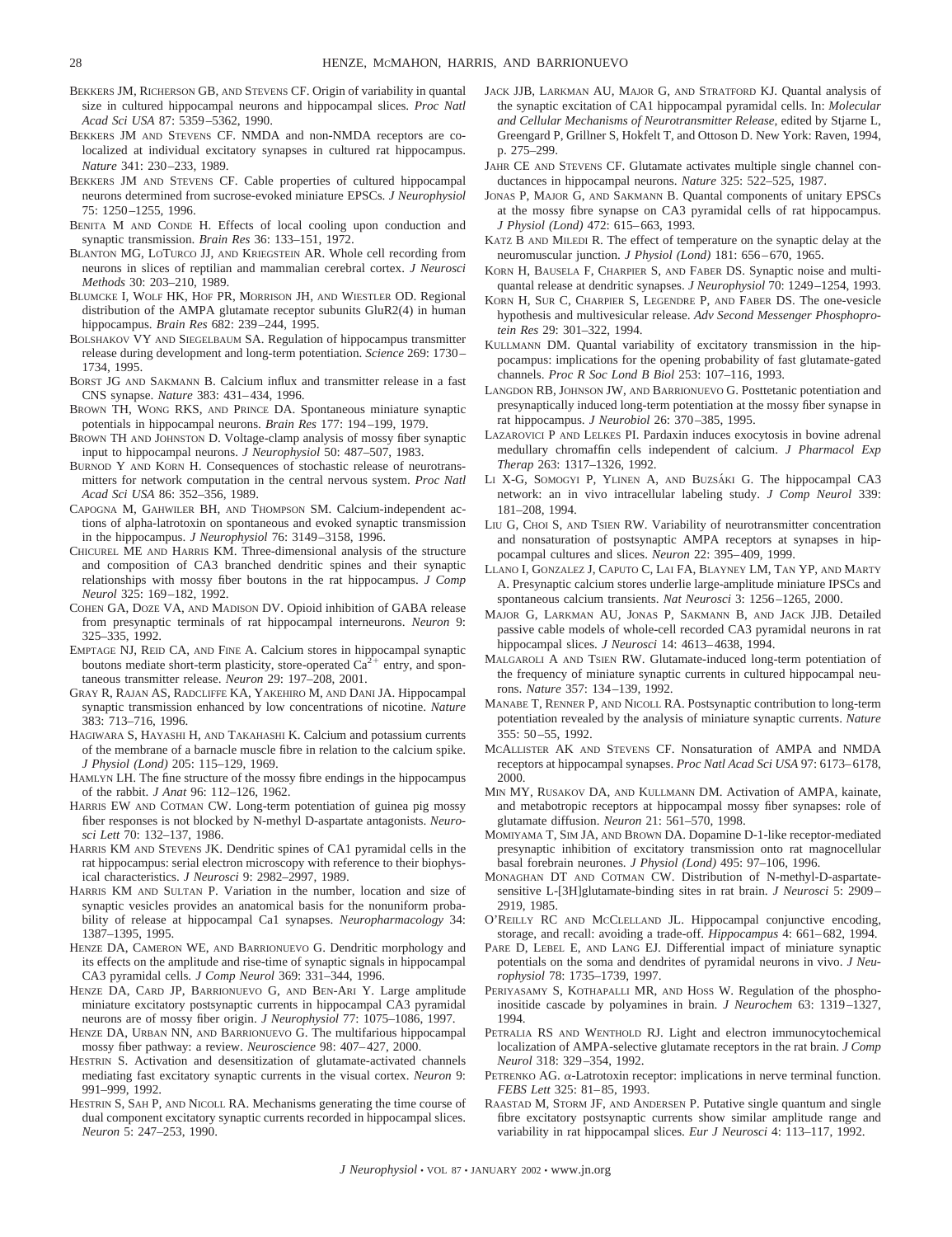Bekkers JM, Richerson GB, and Stevens CF. Origin of variability in quantal size in cultured hippocampal neurons and hippocampal slices. *Proc Natl Acad Sci USA* 87: 5359–5362, 1990.

Bekkers JM and Stevens CF. NMDA and non-NMDA receptors are co-localized at individual excitatory synapses in cultured rat hippocampus. *Nature* 341: 230–233, 1989.

Bekkers JM and Stevens CF. Cable properties of cultured hippocampal neurons determined from sucrose-evoked miniature EPSCs. *J Neurophysiol* 75: 1250–1255, 1996.

Benita M and Conde H. Effects of local cooling upon conduction and synaptic transmission. *Brain Res* 36: 133–151, 1972.

Blanton MG, LoTurco JJ, and Kriegstein AR. Whole cell recording from neurons in slices of reptilian and mammalian cerebral cortex. *J Neurosci Methods* 30: 203–210, 1989.

Blumcke I, Wolf HK, Hof PR, Morrison JH, and Wiestler OD. Regional distribution of the AMPA glutamate receptor subunits GluR2(4) in human hippocampus. *Brain Res* 682: 239–244, 1995.

Bolshakov VY and Siegelbaum SA. Regulation of hippocampus transmitter release during development and long-term potentiation. *Science* 269: 1730–1734, 1995.

Borst JG and Sakmann B. Calcium influx and transmitter release in a fast CNS synapse. *Nature* 383: 431–434, 1996.

Brown TH, Wong RKS, and Prince DA. Spontaneous miniature synaptic potentials in hippocampal neurons. *Brain Res* 177: 194–199, 1979.

Brown TH and Johnston D. Voltage-clamp analysis of mossy fiber synaptic input to hippocampal neurons. *J Neurophysiol* 50: 487–507, 1983.

Burnod Y and Korn H. Consequences of stochastic release of neurotransmitters for network computation in the central nervous system. *Proc Natl Acad Sci USA* 86: 352–356, 1989.

Capogna M, Gahwiler BH, and Thompson SM. Calcium-independent actions of alpha-latrotoxin on spontaneous and evoked synaptic transmission in the hippocampus. *J Neurophysiol* 76: 3149–3158, 1996.

Chicurel ME and Harris KM. Three-dimensional analysis of the structure and composition of CA3 branched dendritic spines and their synaptic relationships with mossy fiber boutons in the rat hippocampus. *J Comp Neurol* 325: 169–182, 1992.

Cohen GA, Doze VA, and Madison DV. Opioid inhibition of GABA release from presynaptic terminals of rat hippocampal interneurons. *Neuron* 9: 325–335, 1992.

Emptage NJ, Reid CA, and Fine A. Calcium stores in hippocampal synaptic boutons mediate short-term plasticity, store-operated $Ca^{2+}$ entry, and spontaneous transmitter release. *Neuron* 29: 197–208, 2001.

Gray R, Rajan AS, Radcliffe KA, Yakehiro M, and Dani JA. Hippocampal synaptic transmission enhanced by low concentrations of nicotine. *Nature* 383: 713–716, 1996.

Hagiwara S, Hayashi H, and Takahashi K. Calcium and potassium currents of the membrane of a barnacle muscle fibre in relation to the calcium spike. *J Physiol (Lond)* 205: 115–129, 1969.

Hamlyn LH. The fine structure of the mossy fibre endings in the hippocampus of the rabbit. *J Anat* 96: 112–126, 1962.

Harris EW and Cotman CW. Long-term potentiation of guinea pig mossy fiber responses is not blocked by N-methyl D-aspartate antagonists. *Neurosci Lett* 70: 132–137, 1986.

Harris KM and Stevens JK. Dendritic spines of CA1 pyramidal cells in the rat hippocampus: serial electron microscopy with reference to their biophysical characteristics. *J Neurosci* 9: 2982–2997, 1989.

Harris KM and Sultan P. Variation in the number, location and size of synaptic vesicles provides an anatomical basis for the nonuniform probability of release at hippocampal Ca1 synapses. *Neuropharmacology* 34: 1387–1395, 1995.

Henze DA, Cameron WE, and Barrionuevo G. Dendritic morphology and its effects on the amplitude and rise-time of synaptic signals in hippocampal CA3 pyramidal cells. *J Comp Neurol* 369: 331–344, 1996.

Henze DA, Card JP, Barrionuevo G, and Ben-Ari Y. Large amplitude miniature excitatory postsynaptic currents in hippocampal CA3 pyramidal neurons are of mossy fiber origin. *J Neurophysiol* 77: 1075–1086, 1997.

Henze DA, Urban NN, and Barrionuevo G. The multifarious hippocampal mossy fiber pathway: a review. *Neuroscience* 98: 407–427, 2000.

Hestrin S. Activation and desensitization of glutamate-activated channels mediating fast excitatory synaptic currents in the visual cortex. *Neuron* 9: 991–999, 1992.

Hestrin S, Sah P, and Nicoll RA. Mechanisms generating the time course of dual component excitatory synaptic currents recorded in hippocampal slices. *Neuron* 5: 247–253, 1990.

Jack JJB, Larkman AU, Major G, and Stratford KJ. Quantal analysis of the synaptic excitation of CA1 hippocampal pyramidal cells. In: *Molecular and Cellular Mechanisms of Neurotransmitter Release*, edited by Stjarne L, Greengard P, Grillner S, Hokfelt T, and Ottoson D. New York: Raven, 1994, p. 275–299.

Jahr CE and Stevens CF. Glutamate activates multiple single channel conductances in hippocampal neurons. *Nature* 325: 522–525, 1987.

Jonas P, Major G, and Sakmann B. Quantal components of unitary EPSCs at the mossy fibre synapse on CA3 pyramidal cells of rat hippocampus. *J Physiol (Lond)* 472: 615–663, 1993.

Katz B and Miledi R. The effect of temperature on the synaptic delay at the neuromuscular junction. *J Physiol (Lond)* 181: 656–670, 1965.

Korn H, Bausela F, Charpier S, and Faber DS. Synaptic noise and multiquantal release at dendritic synapses. *J Neurophysiol* 70: 1249–1254, 1993.

Korn H, Sur C, Charpier S, Legendre P, and Faber DS. The one-vesicle hypothesis and multivesicular release. *Adv Second Messenger Phosphoprotein Res* 29: 301–322, 1994.

Kullmann DM. Quantal variability of excitatory transmission in the hippocampus: implications for the opening probability of fast glutamate-gated channels. *Proc R Soc Lond B Biol* 253: 107–116, 1993.

Langdon RB, Johnson JW, and Barrionuevo G. Posttetanic potentiation and presynaptically induced long-term potentiation at the mossy fiber synapse in rat hippocampus. *J Neurobiol* 26: 370–385, 1995.

Lazarovici P and Lelkes PI. Pardaxin induces exocytosis in bovine adrenal medullary chromaffin cells independent of calcium. *J Pharmacol Exp Therap* 263: 1317–1326, 1992.

Li X-G, Somogyi P, Ylinen A, and Buzsáki G. The hippocampal CA3 network: an in vivo intracellular labeling study. *J Comp Neurol* 339: 181–208, 1994.

Liu G, Choi S, and Tsien RW. Variability of neurotransmitter concentration and nonsaturation of postsynaptic AMPA receptors at synapses in hippocampal cultures and slices. *Neuron* 22: 395–409, 1999.

Llano I, Gonzalez J, Caputo C, Lai FA, Blayney LM, Tan YP, and Marty A. Presynaptic calcium stores underlie large-amplitude miniature IPSCs and spontaneous calcium transients. *Nat Neurosci* 3: 1256–1265, 2000.

Major G, Larkman AU, Jonas P, Sakmann B, and Jack JJB. Detailed passive cable models of whole-cell recorded CA3 pyramidal neurons in rat hippocampal slices. *J Neurosci* 14: 4613–4638, 1994.

Malgaroli A and Tsien RW. Glutamate-induced long-term potentiation of the frequency of miniature synaptic currents in cultured hippocampal neurons. *Nature* 357: 134–139, 1992.

Manabe T, Renner P, and Nicoll RA. Postsynaptic contribution to long-term potentiation revealed by the analysis of miniature synaptic currents. *Nature* 355: 50–55, 1992.

McAllister AK and Stevens CF. Nonsaturation of AMPA and NMDA receptors at hippocampal synapses. *Proc Natl Acad Sci USA* 97: 6173–6178, 2000.

Min MY, Rusakov DA, and Kullmann DM. Activation of AMPA, kainate, and metabotropic receptors at hippocampal mossy fiber synapses: role of glutamate diffusion. *Neuron* 21: 561–570, 1998.

Momiyama T, Sim JA, and Brown DA. Dopamine D-1-like receptor-mediated presynaptic inhibition of excitatory transmission onto rat magnocellular basal forebrain neurones. *J Physiol (Lond)* 495: 97–106, 1996.

Monaghan DT and Cotman CW. Distribution of N-methyl-D-aspartate-sensitive L-[3H]glutamate-binding sites in rat brain. *J Neurosci* 5: 2909–2919, 1985.

O'Reilly RC and McClelland JL. Hippocampal conjunctive encoding, storage, and recall: avoiding a trade-off. *Hippocampus* 4: 661–682, 1994.

Pare D, Lebel E, and Lang EJ. Differential impact of miniature synaptic potentials on the soma and dendrites of pyramidal neurons in vivo. *J Neurophysiol* 78: 1735–1739, 1997.

Periyasamy S, Kothapalli MR, and Hoss W. Regulation of the phosphoinositide cascade by polyamines in brain. *J Neurochem* 63: 1319–1327, 1994.

Petralia RS and Wenthold RJ. Light and electron immunocytochemical localization of AMPA-selective glutamate receptors in the rat brain. *J Comp Neurol* 318: 329–354, 1992.

Petrenko AG. $\alpha$-Latrotoxin receptor: implications in nerve terminal function. *FEBS Lett* 325: 81–85, 1993.

Raastad M, Storm JF, and Andersen P. Putative single quantum and single fibre excitatory postsynaptic currents show similar amplitude range and variability in rat hippocampal slices. *Eur J Neurosci* 4: 113–117, 1992.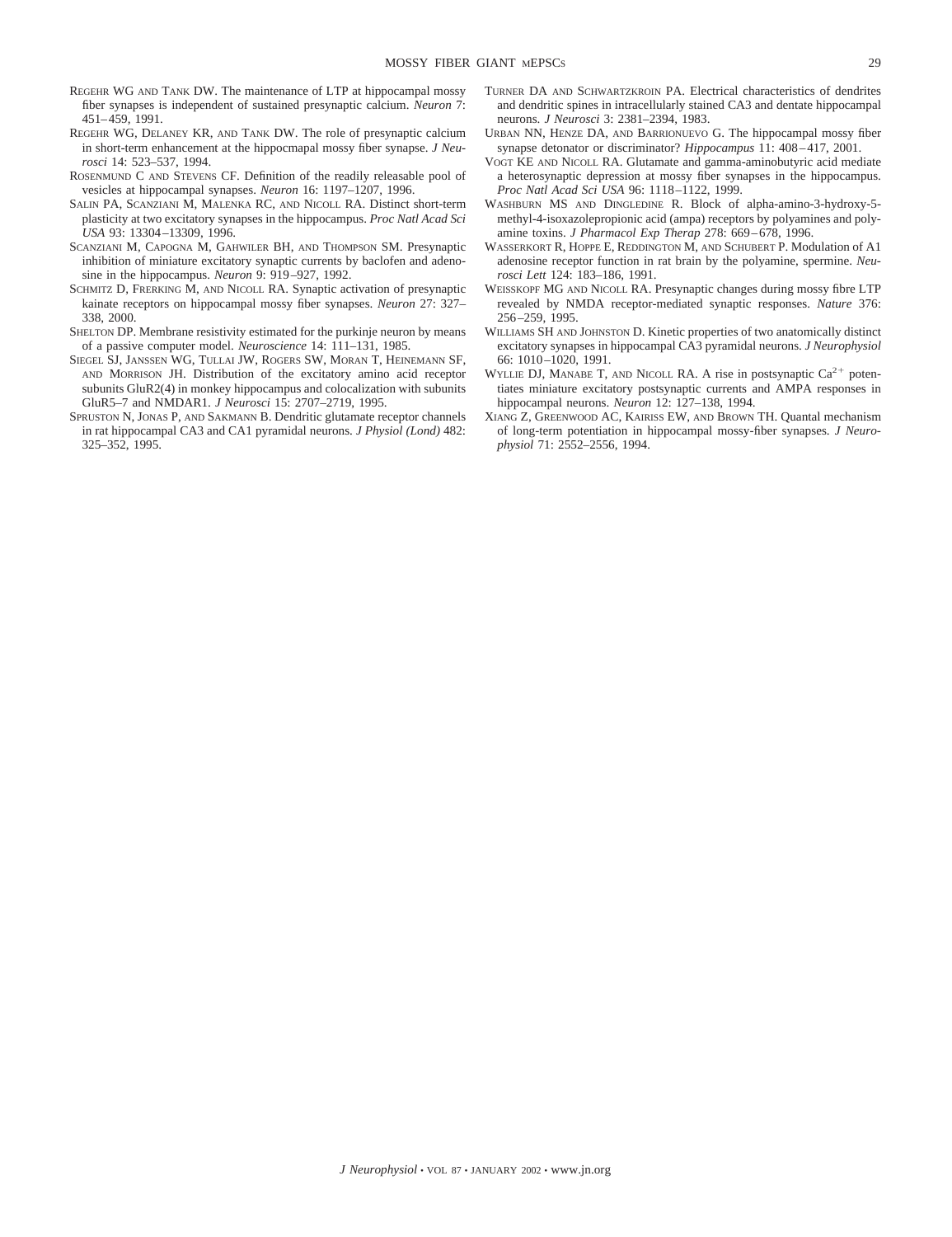REGEHR WG AND TANK DW. The maintenance of LTP at hippocampal mossy fiber synapses is independent of sustained presynaptic calcium. *Neuron* 7: 451–459, 1991.

REGEHR WG, DELANEY KR, AND TANK DW. The role of presynaptic calcium in short-term enhancement at the hippocmapal mossy fiber synapse. *J Neurosci* 14: 523–537, 1994.

ROSENMUND C AND STEVENS CF. Definition of the readily releasable pool of vesicles at hippocampal synapses. *Neuron* 16: 1197–1207, 1996.

SALIN PA, SCANZIANI M, MALENKA RC, AND NICOLL RA. Distinct short-term plasticity at two excitatory synapses in the hippocampus. *Proc Natl Acad Sci USA* 93: 13304–13309, 1996.

SCANZIANI M, CAPOGNA M, GAHWILER BH, AND THOMPSON SM. Presynaptic inhibition of miniature excitatory synaptic currents by baclofen and adenosine in the hippocampus. *Neuron* 9: 919–927, 1992.

SCHMITZ D, FRERKING M, AND NICOLL RA. Synaptic activation of presynaptic kainate receptors on hippocampal mossy fiber synapses. *Neuron* 27: 327–338, 2000.

SHELTON DP. Membrane resistivity estimated for the purkinje neuron by means of a passive computer model. *Neuroscience* 14: 111–131, 1985.

SIEGEL SJ, JANSSEN WG, TULLAI JW, ROGERS SW, MORAN T, HEINEMANN SF, AND MORRISON JH. Distribution of the excitatory amino acid receptor subunits GluR2(4) in monkey hippocampus and colocalization with subunits GluR5–7 and NMDAR1. *J Neurosci* 15: 2707–2719, 1995.

SPRUSTON N, JONAS P, AND SAKMANN B. Dendritic glutamate receptor channels in rat hippocampal CA3 and CA1 pyramidal neurons. *J Physiol (Lond)* 482: 325–352, 1995.

TURNER DA AND SCHWARTZKROIN PA. Electrical characteristics of dendrites and dendritic spines in intracellularly stained CA3 and dentate hippocampal neurons. *J Neurosci* 3: 2381–2394, 1983.

URBAN NN, HENZE DA, AND BARRIONUEVO G. The hippocampal mossy fiber synapse detonator or discriminator? *Hippocampus* 11: 408–417, 2001.

VOGT KE AND NICOLL RA. Glutamate and gamma-aminobutyric acid mediate a heterosynaptic depression at mossy fiber synapses in the hippocampus. *Proc Natl Acad Sci USA* 96: 1118–1122, 1999.

WASHBURN MS AND DINGLEDINE R. Block of alpha-amino-3-hydroxy-5-methyl-4-isoxazolepropionic acid (ampa) receptors by polyamines and polyamine toxins. *J Pharmacol Exp Therap* 278: 669–678, 1996.

WASSERKORT R, HOPPE E, REDDINGTON M, AND SCHUBERT P. Modulation of A1 adenosine receptor function in rat brain by the polyamine, spermine. *Neurosci Lett* 124: 183–186, 1991.

WEISSKOPF MG AND NICOLL RA. Presynaptic changes during mossy fibre LTP revealed by NMDA receptor-mediated synaptic responses. *Nature* 376: 256–259, 1995.

WILLIAMS SH AND JOHNSTON D. Kinetic properties of two anatomically distinct excitatory synapses in hippocampal CA3 pyramidal neurons. *J Neurophysiol* 66: 1010–1020, 1991.

WYLLIE DJ, MANABE T, AND NICOLL RA. A rise in postsynaptic $Ca^{2+}$ potentiates miniature excitatory postsynaptic currents and AMPA responses in hippocampal neurons. *Neuron* 12: 127–138, 1994.

XIANG Z, GREENWOOD AC, KAIRISS EW, AND BROWN TH. Quantal mechanism of long-term potentiation in hippocampal mossy-fiber synapses. *J Neurophysiol* 71: 2552–2556, 1994.